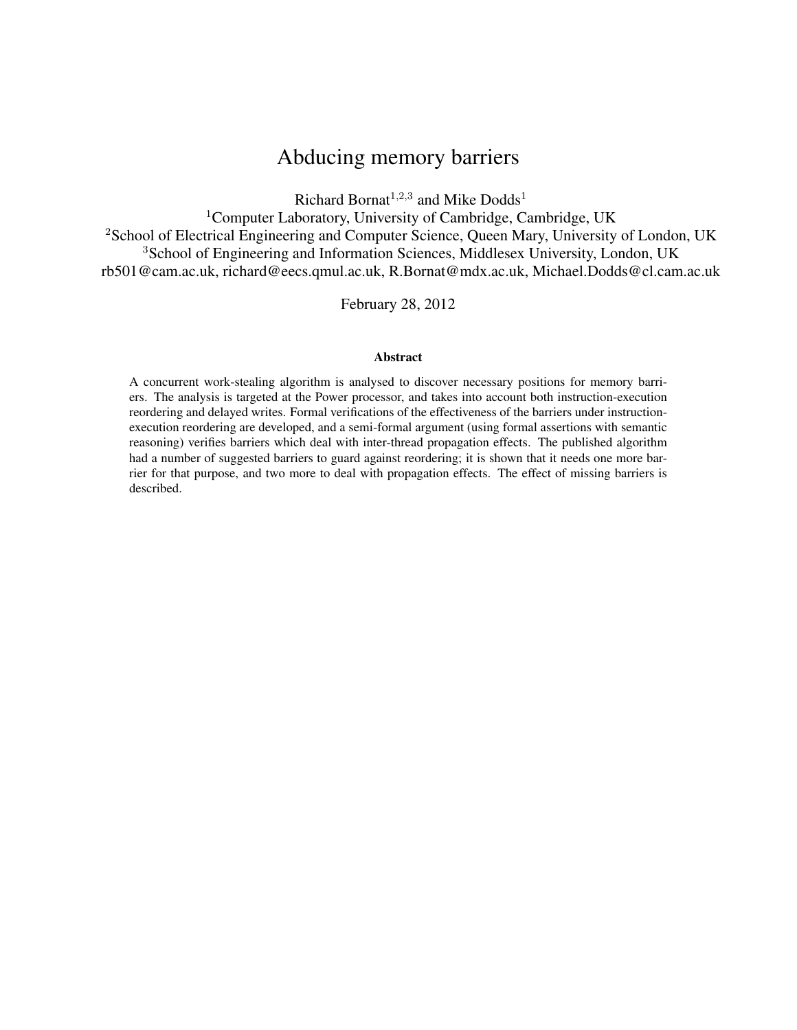# Abducing memory barriers

Richard Bornat[1,2,3] and Mike Dodds[1]

[1]Computer Laboratory, University of Cambridge, Cambridge, UK
[2]School of Electrical Engineering and Computer Science, Queen Mary, University of London, UK
[3]School of Engineering and Information Sciences, Middlesex University, London, UK
rb501@cam.ac.uk, richard@eecs.qmul.ac.uk, R.Bornat@mdx.ac.uk, Michael.Dodds@cl.cam.ac.uk

February 28, 2012

**Abstract**

A concurrent work-stealing algorithm is analysed to discover necessary positions for memory barriers. The analysis is targeted at the Power processor, and takes into account both instruction-execution reordering and delayed writes. Formal verifications of the effectiveness of the barriers under instruction-execution reordering are developed, and a semi-formal argument (using formal assertions with semantic reasoning) verifies barriers which deal with inter-thread propagation effects. The published algorithm had a number of suggested barriers to guard against reordering; it is shown that it needs one more barrier for that purpose, and two more to deal with propagation effects. The effect of missing barriers is described.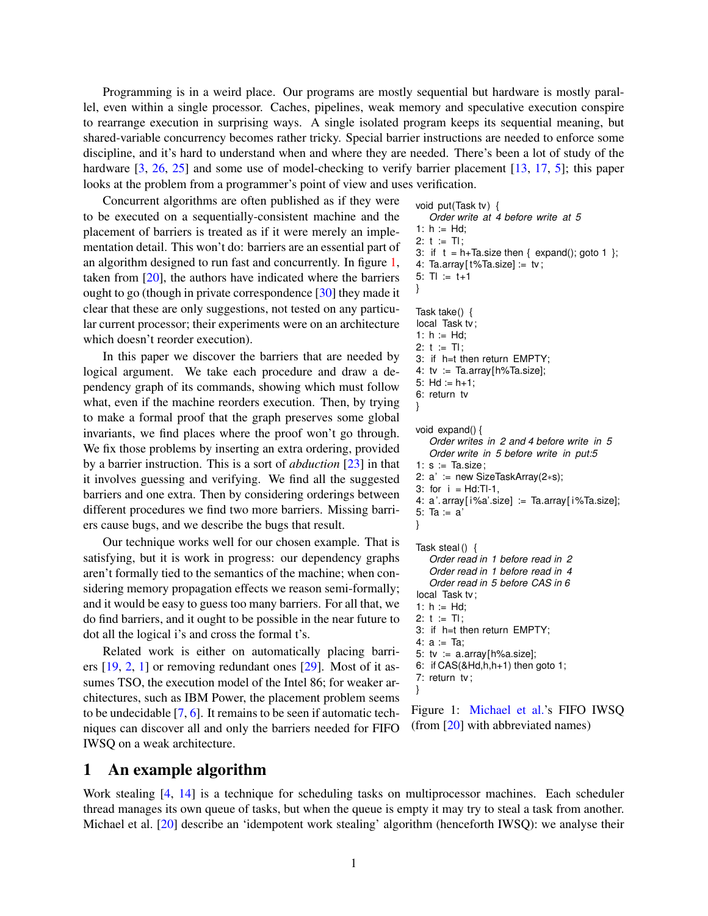Programming is in a weird place. Our programs are mostly sequential but hardware is mostly parallel, even within a single processor. Caches, pipelines, weak memory and speculative execution conspire to rearrange execution in surprising ways. A single isolated program keeps its sequential meaning, but shared-variable concurrency becomes rather tricky. Special barrier instructions are needed to enforce some discipline, and it's hard to understand when and where they are needed. There's been a lot of study of the hardware [3, 26, 25] and some use of model-checking to verify barrier placement [13, 17, 5]; this paper looks at the problem from a programmer's point of view and uses verification.

Concurrent algorithms are often published as if they were to be executed on a sequentially-consistent machine and the placement of barriers is treated as if it were merely an implementation detail. This won't do: barriers are an essential part of an algorithm designed to run fast and concurrently. In figure 1, taken from [20], the authors have indicated where the barriers ought to go (though in private correspondence [30] they made it clear that these are only suggestions, not tested on any particular current processor; their experiments were on an architecture which doesn't reorder execution).

In this paper we discover the barriers that are needed by logical argument. We take each procedure and draw a dependency graph of its commands, showing which must follow what, even if the machine reorders execution. Then, by trying to make a formal proof that the graph preserves some global invariants, we find places where the proof won't go through. We fix those problems by inserting an extra ordering, provided by a barrier instruction. This is a sort of *abduction* [23] in that it involves guessing and verifying. We find all the suggested barriers and one extra. Then by considering orderings between different procedures we find two more barriers. Missing barriers cause bugs, and we describe the bugs that result.

Our technique works well for our chosen example. That is satisfying, but it is work in progress: our dependency graphs aren't formally tied to the semantics of the machine; when considering memory propagation effects we reason semi-formally; and it would be easy to guess too many barriers. For all that, we do find barriers, and it ought to be possible in the near future to dot all the logical i's and cross the formal t's.

Related work is either on automatically placing barriers [19, 2, 1] or removing redundant ones [29]. Most of it assumes TSO, the execution model of the Intel 86; for weaker architectures, such as IBM Power, the placement problem seems to be undecidable [7, 6]. It remains to be seen if automatic techniques can discover all and only the barriers needed for FIFO IWSQ on a weak architecture.

```
void put(Task tv) {
   Order write at 4 before write at 5
1: h := Hd;
2: t := Tl;
3: if t = h+Ta.size then { expand(); goto 1 };
4: Ta.array[t%Ta.size] := tv;
5: Tl := t+1
}

Task take() {
local Task tv;
1: h := Hd;
2: t := Tl;
3: if h=t then return EMPTY;
4: tv := Ta.array[h%Ta.size];
5: Hd := h+1;
6: return tv
}

void expand() {
   Order writes in 2 and 4 before write in 5
   Order write in 5 before write in put:5
1: s := Ta.size;
2: a' := new SizeTaskArray(2*s);
3: for i = Hd:Tl-1,
4: a'.array[i%a'.size] := Ta.array[i%Ta.size];
5: Ta := a'
}

Task steal() {
   Order read in 1 before read in 2
   Order read in 1 before read in 4
   Order read in 5 before CAS in 6
local Task tv;
1: h := Hd;
2: t := Tl;
3: if h=t then return EMPTY;
4: a := Ta;
5: tv := a.array[h%a.size];
6: if CAS(&Hd,h,h+1) then goto 1;
7: return tv;
}
```

Figure 1: Michael et al.'s FIFO IWSQ (from [20] with abbreviated names)

# 1 An example algorithm

Work stealing [4, 14] is a technique for scheduling tasks on multiprocessor machines. Each scheduler thread manages its own queue of tasks, but when the queue is empty it may try to steal a task from another. Michael et al. [20] describe an 'idempotent work stealing' algorithm (henceforth IWSQ): we analyse their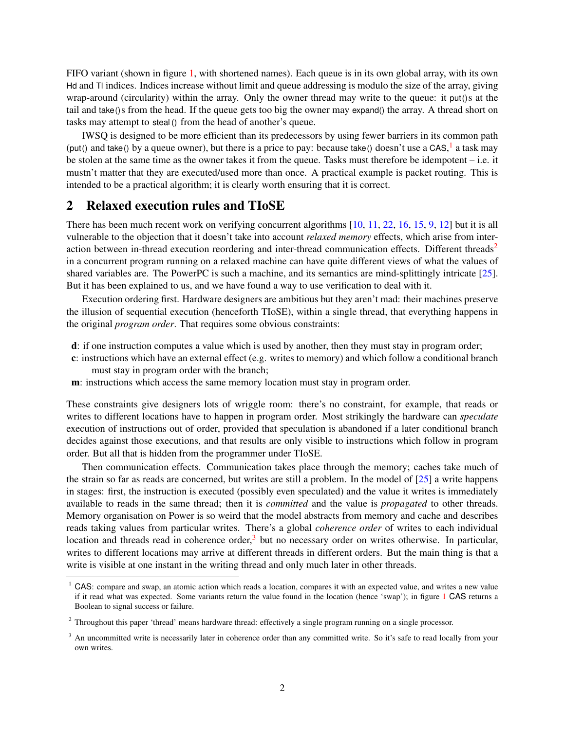FIFO variant (shown in figure 1, with shortened names). Each queue is in its own global array, with its own Hd and Tl indices. Indices increase without limit and queue addressing is modulo the size of the array, giving wrap-around (circularity) within the array. Only the owner thread may write to the queue: it put()s at the tail and take()s from the head. If the queue gets too big the owner may expand() the array. A thread short on tasks may attempt to steal() from the head of another's queue.

IWSQ is designed to be more efficient than its predecessors by using fewer barriers in its common path (put() and take() by a queue owner), but there is a price to pay: because take() doesn't use a CAS,[1] a task may be stolen at the same time as the owner takes it from the queue. Tasks must therefore be idempotent – i.e. it mustn't matter that they are executed/used more than once. A practical example is packet routing. This is intended to be a practical algorithm; it is clearly worth ensuring that it is correct.

## 2 Relaxed execution rules and TIoSE

There has been much recent work on verifying concurrent algorithms [10, 11, 22, 16, 15, 9, 12] but it is all vulnerable to the objection that it doesn't take into account *relaxed memory* effects, which arise from interaction between in-thread execution reordering and inter-thread communication effects. Different threads[2] in a concurrent program running on a relaxed machine can have quite different views of what the values of shared variables are. The PowerPC is such a machine, and its semantics are mind-splittingly intricate [25]. But it has been explained to us, and we have found a way to use verification to deal with it.

Execution ordering first. Hardware designers are ambitious but they aren't mad: their machines preserve the illusion of sequential execution (henceforth TIoSE), within a single thread, that everything happens in the original *program order*. That requires some obvious constraints:

- **d**: if one instruction computes a value which is used by another, then they must stay in program order;
- **c**: instructions which have an external effect (e.g. writes to memory) and which follow a conditional branch must stay in program order with the branch;
- **m**: instructions which access the same memory location must stay in program order.

These constraints give designers lots of wriggle room: there's no constraint, for example, that reads or writes to different locations have to happen in program order. Most strikingly the hardware can *speculate* execution of instructions out of order, provided that speculation is abandoned if a later conditional branch decides against those executions, and that results are only visible to instructions which follow in program order. But all that is hidden from the programmer under TIoSE.

Then communication effects. Communication takes place through the memory; caches take much of the strain so far as reads are concerned, but writes are still a problem. In the model of [25] a write happens in stages: first, the instruction is executed (possibly even speculated) and the value it writes is immediately available to reads in the same thread; then it is *committed* and the value is *propagated* to other threads. Memory organisation on Power is so weird that the model abstracts from memory and cache and describes reads taking values from particular writes. There's a global *coherence order* of writes to each individual location and threads read in coherence order,[3] but no necessary order on writes otherwise. In particular, writes to different locations may arrive at different threads in different orders. But the main thing is that a write is visible at one instant in the writing thread and only much later in other threads.

---

[1] CAS: compare and swap, an atomic action which reads a location, compares it with an expected value, and writes a new value if it read what was expected. Some variants return the value found in the location (hence 'swap'); in figure 1 CAS returns a Boolean to signal success or failure.

[2] Throughout this paper 'thread' means hardware thread: effectively a single program running on a single processor.

[3] An uncommitted write is necessarily later in coherence order than any committed write. So it's safe to read locally from your own writes.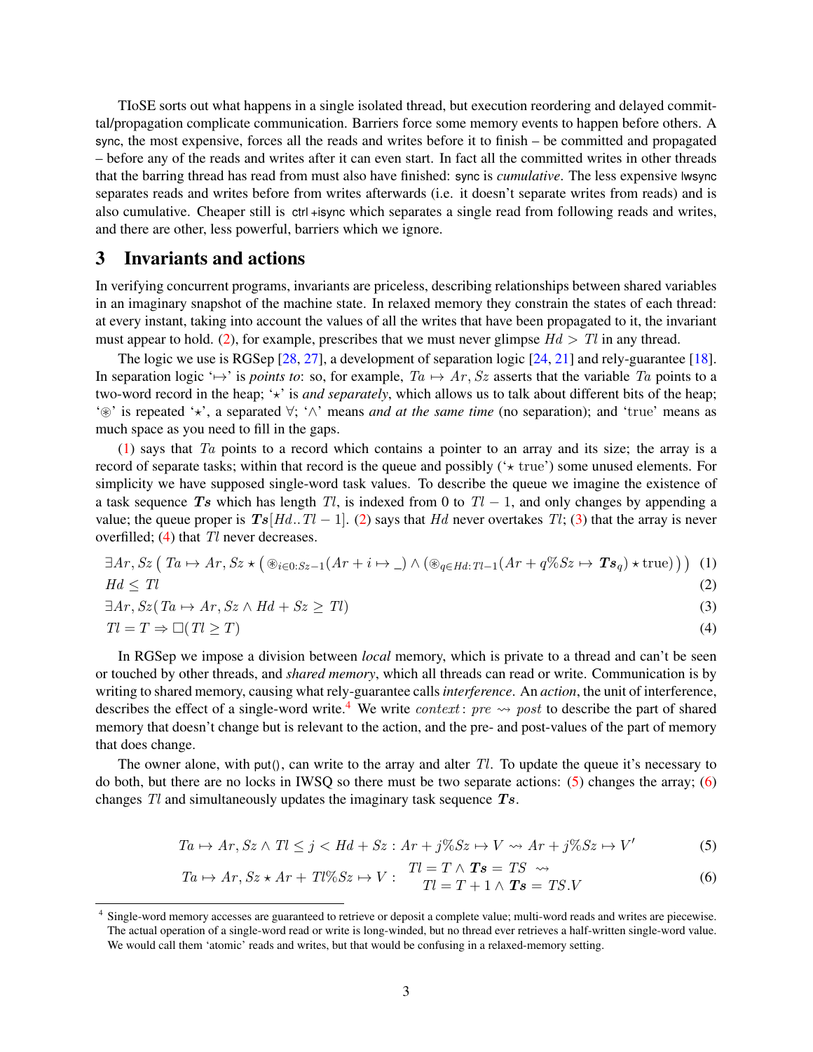TIoSE sorts out what happens in a single isolated thread, but execution reordering and delayed committal/propagation complicate communication. Barriers force some memory events to happen before others. A sync, the most expensive, forces all the reads and writes before it to finish – be committed and propagated – before any of the reads and writes after it can even start. In fact all the committed writes in other threads that the barring thread has read from must also have finished: sync is *cumulative*. The less expensive lwsync separates reads and writes before from writes afterwards (i.e. it doesn't separate writes from reads) and is also cumulative. Cheaper still is ctrl +isync which separates a single read from following reads and writes, and there are other, less powerful, barriers which we ignore.

# 3 Invariants and actions

In verifying concurrent programs, invariants are priceless, describing relationships between shared variables in an imaginary snapshot of the machine state. In relaxed memory they constrain the states of each thread: at every instant, taking into account the values of all the writes that have been propagated to it, the invariant must appear to hold. (2), for example, prescribes that we must never glimpse $Hd > Tl$ in any thread.

The logic we use is RGSep [28, 27], a development of separation logic [24, 21] and rely-guarantee [18]. In separation logic '$\mapsto$' is *points to*: so, for example, $Ta \mapsto Ar, Sz$ asserts that the variable $Ta$ points to a two-word record in the heap; '$\star$' is *and separately*, which allows us to talk about different bits of the heap; '$\circledast$' is repeated '$\star$', a separated $\forall$; '$\wedge$' means *and at the same time* (no separation); and 'true' means as much space as you need to fill in the gaps.

(1) says that $Ta$ points to a record which contains a pointer to an array and its size; the array is a record of separate tasks; within that record is the queue and possibly ('$\star$ true') some unused elements. For simplicity we have supposed single-word task values. To describe the queue we imagine the existence of a task sequence $\boldsymbol{Ts}$ which has length $Tl$, is indexed from 0 to $Tl-1$, and only changes by appending a value; the queue proper is $\boldsymbol{Ts}[Hd..Tl-1]$. (2) says that $Hd$ never overtakes $Tl$; (3) that the array is never overfilled; (4) that $Tl$ never decreases.

$$\exists Ar, Sz \left( Ta \mapsto Ar, Sz \star \left( \circledast_{i \in 0:Sz-1}(Ar + i \mapsto \_) \wedge (\circledast_{q \in Hd:Tl-1}(Ar + q\%Sz \mapsto \boldsymbol{Ts}_q) \star \text{true}) \right) \right) \quad (1)$$

$$Hd \leq Tl \quad (2)$$

$$\exists Ar, Sz (Ta \mapsto Ar, Sz \wedge Hd + Sz \geq Tl) \quad (3)$$

$$Tl = T \Rightarrow \Box(Tl \geq T) \quad (4)$$

In RGSep we impose a division between *local* memory, which is private to a thread and can't be seen or touched by other threads, and *shared memory*, which all threads can read or write. Communication is by writing to shared memory, causing what rely-guarantee calls *interference*. An *action*, the unit of interference, describes the effect of a single-word write.[4] We write $context: pre \rightsquigarrow post$ to describe the part of shared memory that doesn't change but is relevant to the action, and the pre- and post-values of the part of memory that does change.

The owner alone, with put(), can write to the array and alter $Tl$. To update the queue it's necessary to do both, but there are no locks in IWSQ so there must be two separate actions: (5) changes the array; (6) changes $Tl$ and simultaneously updates the imaginary task sequence $\boldsymbol{Ts}$.

$$Ta \mapsto Ar, Sz \wedge Tl \leq j < Hd + Sz : Ar + j\%Sz \mapsto V \rightsquigarrow Ar + j\%Sz \mapsto V' \quad (5)$$

$$Ta \mapsto Ar, Sz \star Ar + Tl\%Sz \mapsto V : \begin{array}{c} Tl = T \wedge \boldsymbol{Ts} = TS \rightsquigarrow \\ Tl = T + 1 \wedge \boldsymbol{Ts} = TS.V \end{array} \quad (6)$$

[4] Single-word memory accesses are guaranteed to retrieve or deposit a complete value; multi-word reads and writes are piecewise. The actual operation of a single-word read or write is long-winded, but no thread ever retrieves a half-written single-word value. We would call them 'atomic' reads and writes, but that would be confusing in a relaxed-memory setting.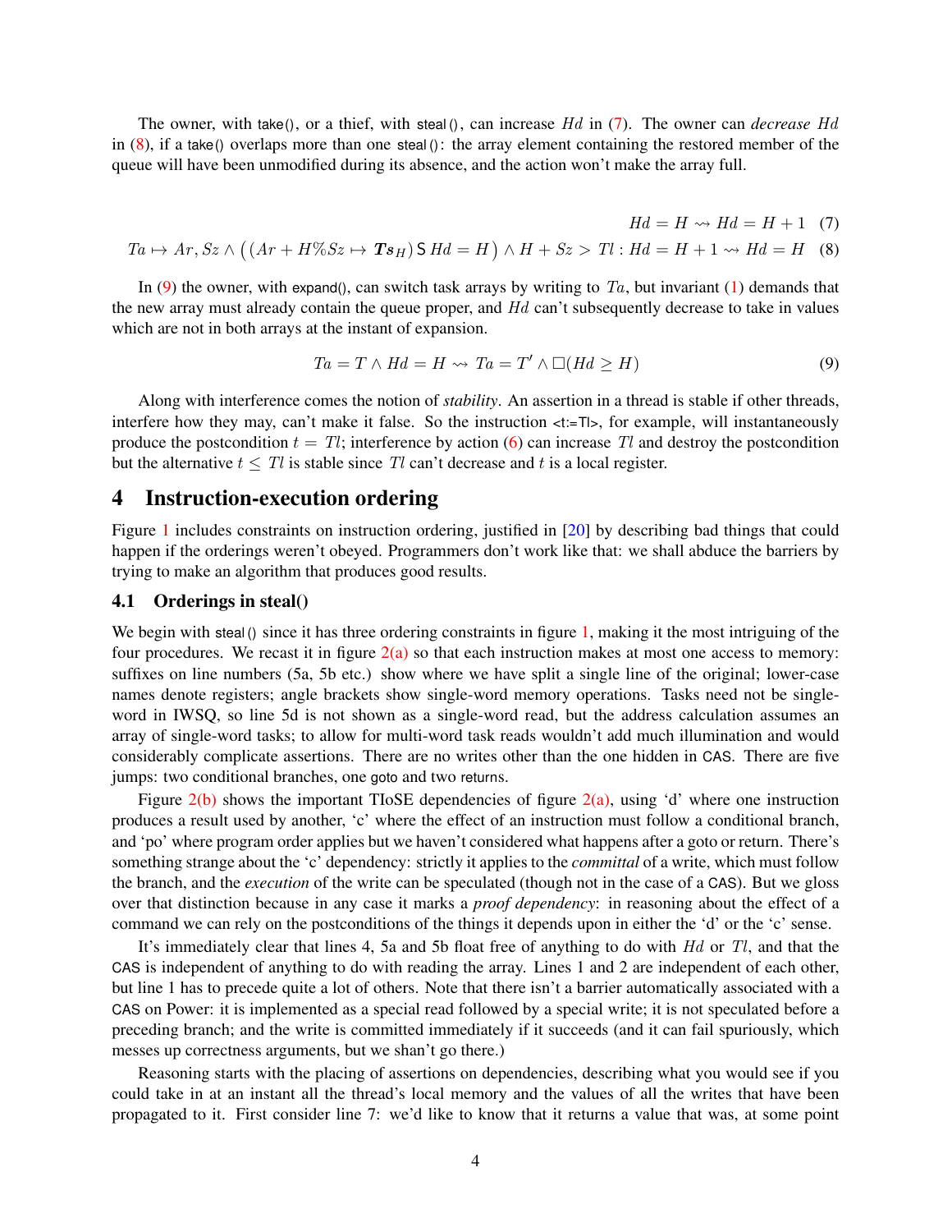The owner, with take(), or a thief, with steal(), can increase $Hd$ in (7). The owner can *decrease* $Hd$ in (8), if a take() overlaps more than one steal(): the array element containing the restored member of the queue will have been unmodified during its absence, and the action won't make the array full.

$$Hd = H \rightsquigarrow Hd = H + 1 \quad (7)$$

$$Ta \mapsto Ar, Sz \wedge \left( (Ar + H\%Sz \mapsto \boldsymbol{Ts}_H) \,\mathsf{S}\, Hd = H \right) \wedge H + Sz > Tl : Hd = H + 1 \rightsquigarrow Hd = H \quad (8)$$

In (9) the owner, with expand(), can switch task arrays by writing to $Ta$, but invariant (1) demands that the new array must already contain the queue proper, and $Hd$ can't subsequently decrease to take in values which are not in both arrays at the instant of expansion.

$$Ta = T \wedge Hd = H \rightsquigarrow Ta = T' \wedge \Box(Hd \geq H) \quad (9)$$

Along with interference comes the notion of *stability*. An assertion in a thread is stable if other threads, interfere how they may, can't make it false. So the instruction <t:=Tl>, for example, will instantaneously produce the postcondition $t = Tl$; interference by action (6) can increase $Tl$ and destroy the postcondition but the alternative $t \leq Tl$ is stable since $Tl$ can't decrease and $t$ is a local register.

## 4 Instruction-execution ordering

Figure 1 includes constraints on instruction ordering, justified in [20] by describing bad things that could happen if the orderings weren't obeyed. Programmers don't work like that: we shall abduce the barriers by trying to make an algorithm that produces good results.

### 4.1 Orderings in steal()

We begin with steal() since it has three ordering constraints in figure 1, making it the most intriguing of the four procedures. We recast it in figure 2(a) so that each instruction makes at most one access to memory: suffixes on line numbers (5a, 5b etc.) show where we have split a single line of the original; lower-case names denote registers; angle brackets show single-word memory operations. Tasks need not be single-word in IWSQ, so line 5d is not shown as a single-word read, but the address calculation assumes an array of single-word tasks; to allow for multi-word task reads wouldn't add much illumination and would considerably complicate assertions. There are no writes other than the one hidden in CAS. There are five jumps: two conditional branches, one goto and two returns.

Figure 2(b) shows the important TIoSE dependencies of figure 2(a), using 'd' where one instruction produces a result used by another, 'c' where the effect of an instruction must follow a conditional branch, and 'po' where program order applies but we haven't considered what happens after a goto or return. There's something strange about the 'c' dependency: strictly it applies to the *committal* of a write, which must follow the branch, and the *execution* of the write can be speculated (though not in the case of a CAS). But we gloss over that distinction because in any case it marks a *proof dependency*: in reasoning about the effect of a command we can rely on the postconditions of the things it depends upon in either the 'd' or the 'c' sense.

It's immediately clear that lines 4, 5a and 5b float free of anything to do with $Hd$ or $Tl$, and that the CAS is independent of anything to do with reading the array. Lines 1 and 2 are independent of each other, but line 1 has to precede quite a lot of others. Note that there isn't a barrier automatically associated with a CAS on Power: it is implemented as a special read followed by a special write; it is not speculated before a preceding branch; and the write is committed immediately if it succeeds (and it can fail spuriously, which messes up correctness arguments, but we shan't go there.)

Reasoning starts with the placing of assertions on dependencies, describing what you would see if you could take in at an instant all the thread's local memory and the values of all the writes that have been propagated to it. First consider line 7: we'd like to know that it returns a value that was, at some point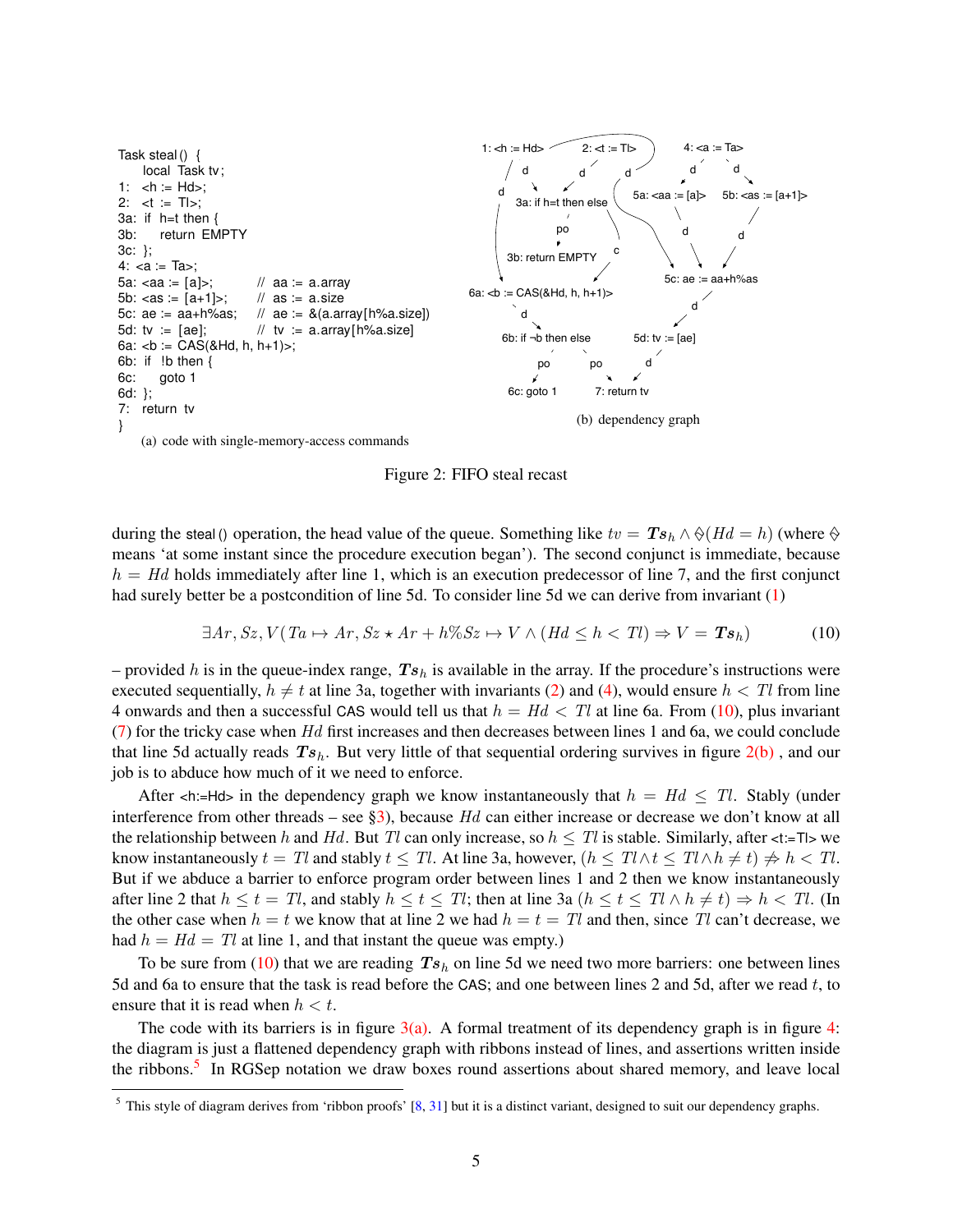```
Task steal() {
    local Task tv;
1:  <h := Hd>;
2:  <t := Tl>;
3a: if h=t then {
3b:     return EMPTY
3c: };
4:  <a := Ta>;
5a: <aa := [a]>;          // aa := a.array
5b: <as := [a+1]>;        // as := a.size
5c: ae := aa+h%as;        // ae := &(a.array[h%a.size])
5d: tv := [ae];           // tv := a.array[h%a.size]
6a: <b := CAS(&Hd, h, h+1)>;
6b: if !b then {
6c:     goto 1
6d: };
7:  return tv
}
```

(a) code with single-memory-access commands

```
1: <h := Hd> --d--> 3a: if h=t then else
1: <h := Hd> --d--> 6a: <b := CAS(&Hd, h, h+1)>
2: <t := Tl> --d--> 3a: if h=t then else
2: <t := Tl> --d--> 5c: ae := aa+h%as
3a: if h=t then else --po--> 3b: return EMPTY
3a: if h=t then else --c--> 6a: <b := CAS(&Hd, h, h+1)>
4: <a := Ta> --d--> 5a: <aa := [a]>
4: <a := Ta> --d--> 5b: <as := [a+1]>
5a: <aa := [a]> --d--> 5c: ae := aa+h%as
5b: <as := [a+1]> --d--> 5c: ae := aa+h%as
5c: ae := aa+h%as --d--> 5d: tv := [ae]
6a: <b := CAS(&Hd, h, h+1)> --d--> 6b: if ¬b then else
6b: if ¬b then else --po--> 6c: goto 1
6b: if ¬b then else --po--> 7: return tv
5d: tv := [ae] --d--> 7: return tv
```

(b) dependency graph

Figure 2: FIFO steal recast

during the steal() operation, the head value of the queue. Something like $tv = \boldsymbol{Ts}_h \wedge \diamondsuit(Hd = h)$ (where $\diamondsuit$ means 'at some instant since the procedure execution began'). The second conjunct is immediate, because $h = Hd$ holds immediately after line 1, which is an execution predecessor of line 7, and the first conjunct had surely better be a postcondition of line 5d. To consider line 5d we can derive from invariant (1)

$$\exists Ar, Sz, V(Ta \mapsto Ar, Sz \star Ar + h\%Sz \mapsto V \wedge (Hd \leq h < Tl) \Rightarrow V = \boldsymbol{Ts}_h) \tag{10}$$

– provided $h$ is in the queue-index range, $\boldsymbol{Ts}_h$ is available in the array. If the procedure's instructions were executed sequentially, $h \neq t$ at line 3a, together with invariants (2) and (4), would ensure $h < Tl$ from line 4 onwards and then a successful CAS would tell us that $h = Hd < Tl$ at line 6a. From (10), plus invariant (7) for the tricky case when $Hd$ first increases and then decreases between lines 1 and 6a, we could conclude that line 5d actually reads $\boldsymbol{Ts}_h$. But very little of that sequential ordering survives in figure 2(b) , and our job is to abduce how much of it we need to enforce.

After <h:=Hd> in the dependency graph we know instantaneously that $h = Hd \leq Tl$. Stably (under interference from other threads – see §3), because $Hd$ can either increase or decrease we don't know at all the relationship between $h$ and $Hd$. But $Tl$ can only increase, so $h \leq Tl$ is stable. Similarly, after <t:=Tl> we know instantaneously $t = Tl$ and stably $t \leq Tl$. At line 3a, however, $(h \leq Tl \wedge t \leq Tl \wedge h \neq t) \not\Rightarrow h < Tl$. But if we abduce a barrier to enforce program order between lines 1 and 2 then we know instantaneously after line 2 that $h \leq t = Tl$, and stably $h \leq t \leq Tl$; then at line 3a $(h \leq t \leq Tl \wedge h \neq t) \Rightarrow h < Tl$. (In the other case when $h = t$ we know that at line 2 we had $h = t = Tl$ and then, since $Tl$ can't decrease, we had $h = Hd = Tl$ at line 1, and that instant the queue was empty.)

To be sure from (10) that we are reading $\boldsymbol{Ts}_h$ on line 5d we need two more barriers: one between lines 5d and 6a to ensure that the task is read before the CAS; and one between lines 2 and 5d, after we read $t$, to ensure that it is read when $h < t$.

The code with its barriers is in figure 3(a). A formal treatment of its dependency graph is in figure 4: the diagram is just a flattened dependency graph with ribbons instead of lines, and assertions written inside the ribbons.[5] In RGSep notation we draw boxes round assertions about shared memory, and leave local

[5] This style of diagram derives from 'ribbon proofs' [8, 31] but it is a distinct variant, designed to suit our dependency graphs.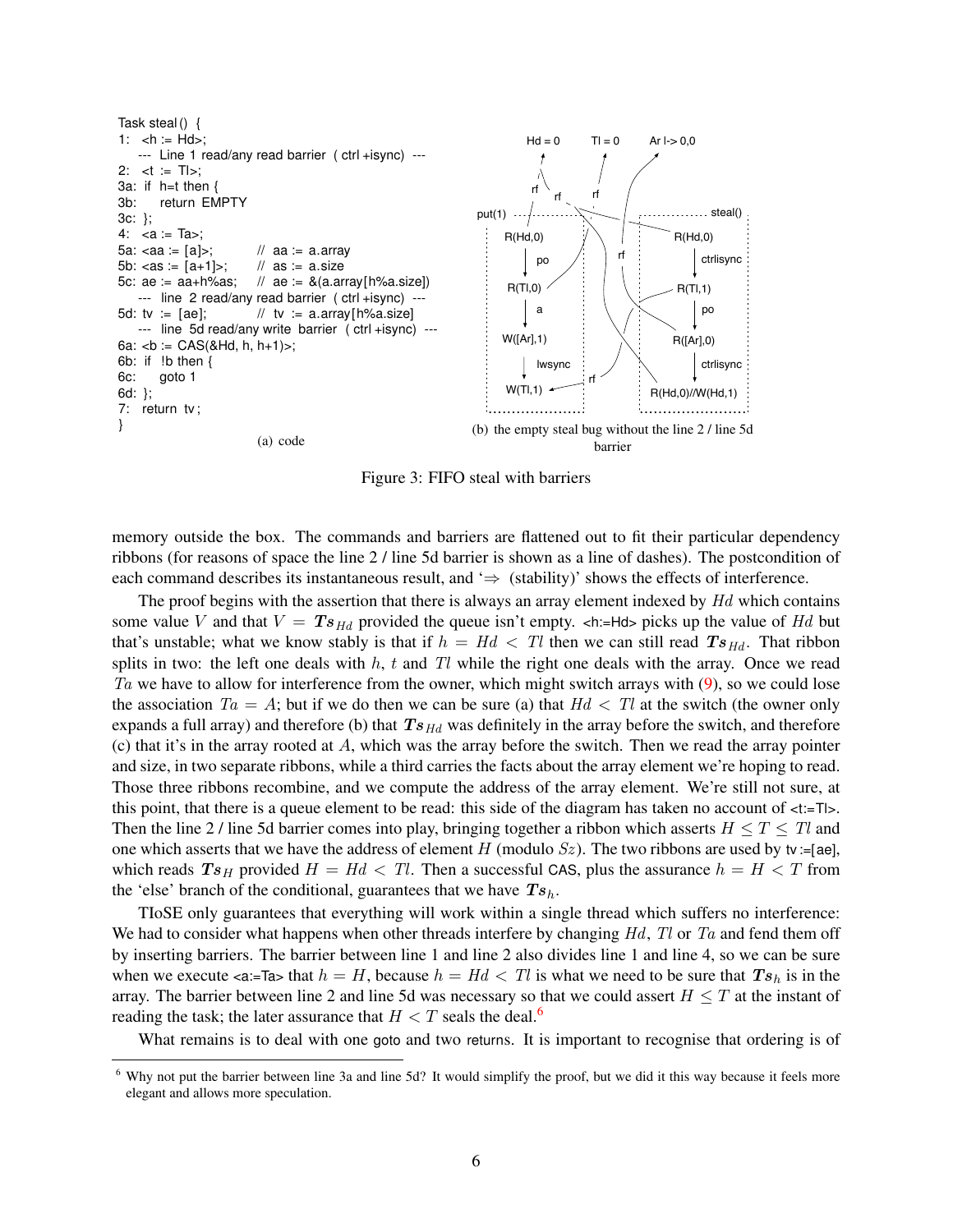```
Task steal () {
1:  <h := Hd>;
    --- Line 1 read/any read barrier ( ctrl +isync) ---
2:  <t := Tl>;
3a: if h=t then {
3b:     return EMPTY
3c: };
4:  <a := Ta>;
5a: <aa := [a]>;          // aa := a.array
5b: <as := [a+1]>;        // as := a.size
5c: ae := aa+h%as;        // ae := &(a.array[h%a.size])
    --- line 2 read/any read barrier ( ctrl +isync) ---
5d: tv := [ae];           // tv := a.array[h%a.size]
    --- line 5d read/any write barrier ( ctrl +isync) ---
6a: <b := CAS(&Hd, h, h+1)>;
6b: if !b then {
6c:     goto 1
6d: };
7:  return tv;
}
```

(a) code

(b) the empty steal bug without the line 2 / line 5d barrier

Figure 3: FIFO steal with barriers

memory outside the box. The commands and barriers are flattened out to fit their particular dependency ribbons (for reasons of space the line 2 / line 5d barrier is shown as a line of dashes). The postcondition of each command describes its instantaneous result, and '⇒ (stability)' shows the effects of interference.

The proof begins with the assertion that there is always an array element indexed by $Hd$ which contains some value $V$ and that $V = \boldsymbol{Ts}_{Hd}$ provided the queue isn't empty. <h:=Hd> picks up the value of $Hd$ but that's unstable; what we know stably is that if $h = Hd < Tl$ then we can still read $\boldsymbol{Ts}_{Hd}$. That ribbon splits in two: the left one deals with $h$, $t$ and $Tl$ while the right one deals with the array. Once we read $Ta$ we have to allow for interference from the owner, which might switch arrays with (9), so we could lose the association $Ta = A$; but if we do then we can be sure (a) that $Hd < Tl$ at the switch (the owner only expands a full array) and therefore (b) that $\boldsymbol{Ts}_{Hd}$ was definitely in the array before the switch, and therefore (c) that it's in the array rooted at $A$, which was the array before the switch. Then we read the array pointer and size, in two separate ribbons, while a third carries the facts about the array element we're hoping to read. Those three ribbons recombine, and we compute the address of the array element. We're still not sure, at this point, that there is a queue element to be read: this side of the diagram has taken no account of <t:=Tl>. Then the line 2 / line 5d barrier comes into play, bringing together a ribbon which asserts $H \leq T \leq Tl$ and one which asserts that we have the address of element $H$ (modulo $Sz$). The two ribbons are used by tv :=[ae], which reads $\boldsymbol{Ts}_H$ provided $H = Hd < Tl$. Then a successful CAS, plus the assurance $h = H < T$ from the 'else' branch of the conditional, guarantees that we have $\boldsymbol{Ts}_h$.

TIoSE only guarantees that everything will work within a single thread which suffers no interference: We had to consider what happens when other threads interfere by changing $Hd$, $Tl$ or $Ta$ and fend them off by inserting barriers. The barrier between line 1 and line 2 also divides line 1 and line 4, so we can be sure when we execute <a:=Ta> that $h = H$, because $h = Hd < Tl$ is what we need to be sure that $\boldsymbol{Ts}_h$ is in the array. The barrier between line 2 and line 5d was necessary so that we could assert $H \leq T$ at the instant of reading the task; the later assurance that $H < T$ seals the deal.[6]

What remains is to deal with one goto and two returns. It is important to recognise that ordering is of

[6] Why not put the barrier between line 3a and line 5d? It would simplify the proof, but we did it this way because it feels more elegant and allows more speculation.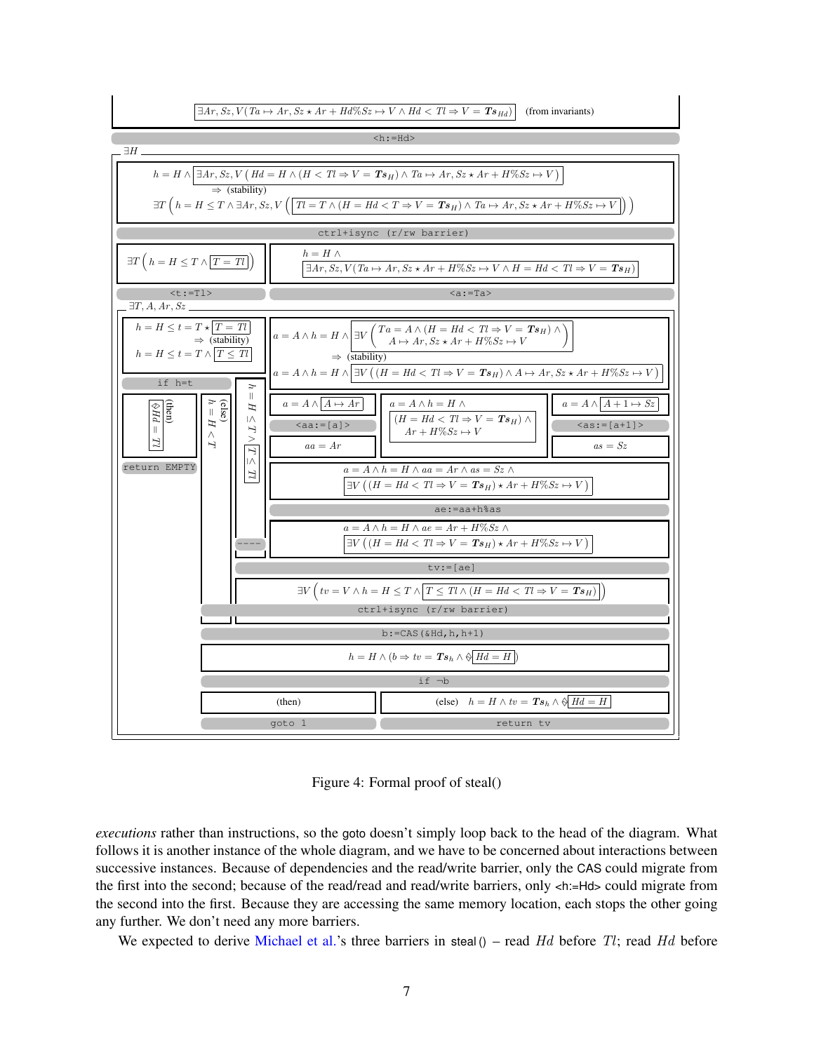$$\exists Ar, Sz, V(Ta \mapsto Ar, Sz \star Ar + Hd\%Sz \mapsto V \wedge Hd < Tl \Rightarrow V = \boldsymbol{Ts}_{Hd}) \quad \text{(from invariants)}$$

```
<h:=Hd>
```

$\exists H$

$$h = H \wedge \exists Ar, Sz, V\left(Hd = H \wedge (H < Tl \Rightarrow V = \boldsymbol{Ts}_H) \wedge Ta \mapsto Ar, Sz \star Ar + H\%Sz \mapsto V\right)$$

$\Rightarrow$ (stability)

$$\exists T\left(h = H \le T \wedge \exists Ar, Sz, V\left(\left(Tl = T \wedge (H = Hd < T \Rightarrow V = \boldsymbol{Ts}_H) \wedge Ta \mapsto Ar, Sz \star Ar + H\%Sz \mapsto V\right)\right)\right)$$

```
ctrl+isync (r/rw barrier)
```

Left: $\exists T\left(h = H \le T \wedge T = Tl\right)$

Right: $h = H \wedge \exists Ar, Sz, V(Ta \mapsto Ar, Sz \star Ar + H\%Sz \mapsto V \wedge H = Hd < Tl \Rightarrow V = \boldsymbol{Ts}_H)$

```
<t:=Tl>                <a:=Ta>
```

$\exists T, A, Ar, Sz$

Left: $h = H \le t = T \star T = Tl$

$\Rightarrow$ (stability)

$h = H \le t = T \wedge T \le Tl$

Right: $a = A \wedge h = H \wedge \exists V\left(\begin{array}{l} Ta = A \wedge (H = Hd < Tl \Rightarrow V = \boldsymbol{Ts}_H) \wedge \\ A \mapsto Ar, Sz \star Ar + H\%Sz \mapsto V \end{array}\right)$

$\Rightarrow$ (stability)

$a = A \wedge h = H \wedge \exists V\left((H = Hd < Tl \Rightarrow V = \boldsymbol{Ts}_H) \wedge A \mapsto Ar, Sz \star Ar + H\%Sz \mapsto V\right)$

```
if h=t
```

(then) $\diamondsuit Hd = Tl$

```
return EMPTY
```

(else) $h = H < T$

$h = H \le T \wedge T \le Tl$

$a = A \wedge A \mapsto Ar$ &nbsp;&nbsp; `<aa:=[a]>` &nbsp;&nbsp; $aa = Ar$

$a = A \wedge h = H \wedge (H = Hd < Tl \Rightarrow V = \boldsymbol{Ts}_H) \wedge Ar + H\%Sz \mapsto V$

$a = A \wedge A + 1 \mapsto Sz$ &nbsp;&nbsp; `<as:=[a+1]>` &nbsp;&nbsp; $as = Sz$

$$a = A \wedge h = H \wedge aa = Ar \wedge as = Sz \wedge \exists V\left((H = Hd < Tl \Rightarrow V = \boldsymbol{Ts}_H) \star Ar + H\%Sz \mapsto V\right)$$

```
ae:=aa+h%as
```

$$a = A \wedge h = H \wedge ae = Ar + H\%Sz \wedge \exists V\left((H = Hd < Tl \Rightarrow V = \boldsymbol{Ts}_H) \star Ar + H\%Sz \mapsto V\right)$$

```
tv:=[ae]
```

$$\exists V\left(tv = V \wedge h = H \le T \wedge T \le Tl \wedge (H = Hd < Tl \Rightarrow V = \boldsymbol{Ts}_H)\right)$$

```
ctrl+isync (r/rw barrier)
```

```
b:=CAS(&Hd,h,h+1)
```

$$h = H \wedge (b \Rightarrow tv = \boldsymbol{Ts}_h \wedge \diamondsuit Hd = H)$$

```
if ¬b
```

(then) &nbsp;&nbsp; (else) $h = H \wedge tv = \boldsymbol{Ts}_h \wedge \diamondsuit Hd = H$

```
goto 1                 return tv
```

Figure 4: Formal proof of steal()

*executions* rather than instructions, so the goto doesn't simply loop back to the head of the diagram. What follows it is another instance of the whole diagram, and we have to be concerned about interactions between successive instances. Because of dependencies and the read/write barrier, only the CAS could migrate from the first into the second; because of the read/read and read/write barriers, only <h:=Hd> could migrate from the second into the first. Because they are accessing the same memory location, each stops the other going any further. We don't need any more barriers.

We expected to derive Michael et al.'s three barriers in steal() – read $Hd$ before $Tl$; read $Hd$ before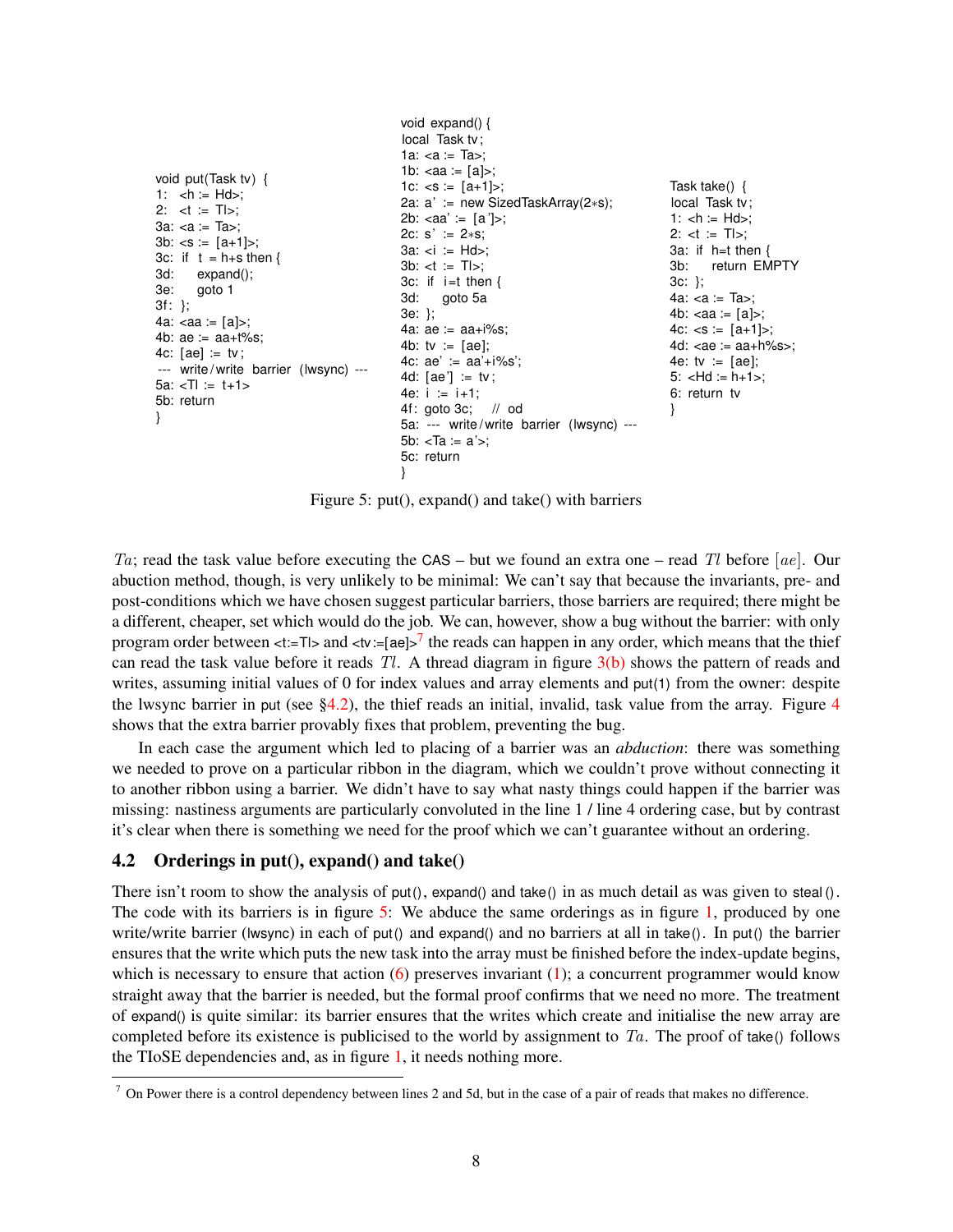```
void put(Task tv) {
1:  <h := Hd>;
2:  <t := Tl>;
3a: <a := Ta>;
3b: <s := [a+1]>;
3c: if  t = h+s then {
3d:     expand();
3e:     goto 1
3f: };
4a: <aa := [a]>;
4b: ae := aa+t%s;
4c: [ae] := tv;
--- write/write barrier (lwsync) ---
5a: <Tl := t+1>
5b: return
}
```

```
void expand() {
local Task tv;
1a: <a := Ta>;
1b: <aa := [a]>;
1c: <s := [a+1]>;
2a: a' := new SizedTaskArray(2*s);
2b: <aa' := [a']>;
2c: s' := 2*s;
3a: <i := Hd>;
3b: <t := Tl>;
3c: if  i=t then {
3d:     goto 5a
3e: };
4a: ae := aa+i%s;
4b: tv := [ae];
4c: ae' := aa'+i%s';
4d: [ae'] := tv;
4e: i := i+1;
4f: goto 3c;    // od
5a: --- write/write barrier (lwsync) ---
5b: <Ta := a'>;
5c: return
}
```

```
Task take() {
local Task tv;
1: <h := Hd>;
2: <t := Tl>;
3a: if  h=t then {
3b:     return EMPTY
3c: };
4a: <a := Ta>;
4b: <aa := [a]>;
4c: <s := [a+1]>;
4d: <ae := aa+h%s>;
4e: tv := [ae];
5: <Hd := h+1>;
6: return tv
}
```

Figure 5: put(), expand() and take() with barriers

$Ta$; read the task value before executing the CAS – but we found an extra one – read $Tl$ before $[ae]$. Our abuction method, though, is very unlikely to be minimal: We can't say that because the invariants, pre- and post-conditions which we have chosen suggest particular barriers, those barriers are required; there might be a different, cheaper, set which would do the job. We can, however, show a bug without the barrier: with only program order between <t:=Tl> and <tv:=[ae]>[7] the reads can happen in any order, which means that the thief can read the task value before it reads $Tl$. A thread diagram in figure 3(b) shows the pattern of reads and writes, assuming initial values of 0 for index values and array elements and put(1) from the owner: despite the lwsync barrier in put (see §4.2), the thief reads an initial, invalid, task value from the array. Figure 4 shows that the extra barrier provably fixes that problem, preventing the bug.

In each case the argument which led to placing of a barrier was an *abduction*: there was something we needed to prove on a particular ribbon in the diagram, which we couldn't prove without connecting it to another ribbon using a barrier. We didn't have to say what nasty things could happen if the barrier was missing: nastiness arguments are particularly convoluted in the line 1 / line 4 ordering case, but by contrast it's clear when there is something we need for the proof which we can't guarantee without an ordering.

## 4.2 Orderings in put(), expand() and take()

There isn't room to show the analysis of put(), expand() and take() in as much detail as was given to steal(). The code with its barriers is in figure 5: We abduce the same orderings as in figure 1, produced by one write/write barrier (lwsync) in each of put() and expand() and no barriers at all in take(). In put() the barrier ensures that the write which puts the new task into the array must be finished before the index-update begins, which is necessary to ensure that action (6) preserves invariant (1); a concurrent programmer would know straight away that the barrier is needed, but the formal proof confirms that we need no more. The treatment of expand() is quite similar: its barrier ensures that the writes which create and initialise the new array are completed before its existence is publicised to the world by assignment to $Ta$. The proof of take() follows the TIoSE dependencies and, as in figure 1, it needs nothing more.

[7] On Power there is a control dependency between lines 2 and 5d, but in the case of a pair of reads that makes no difference.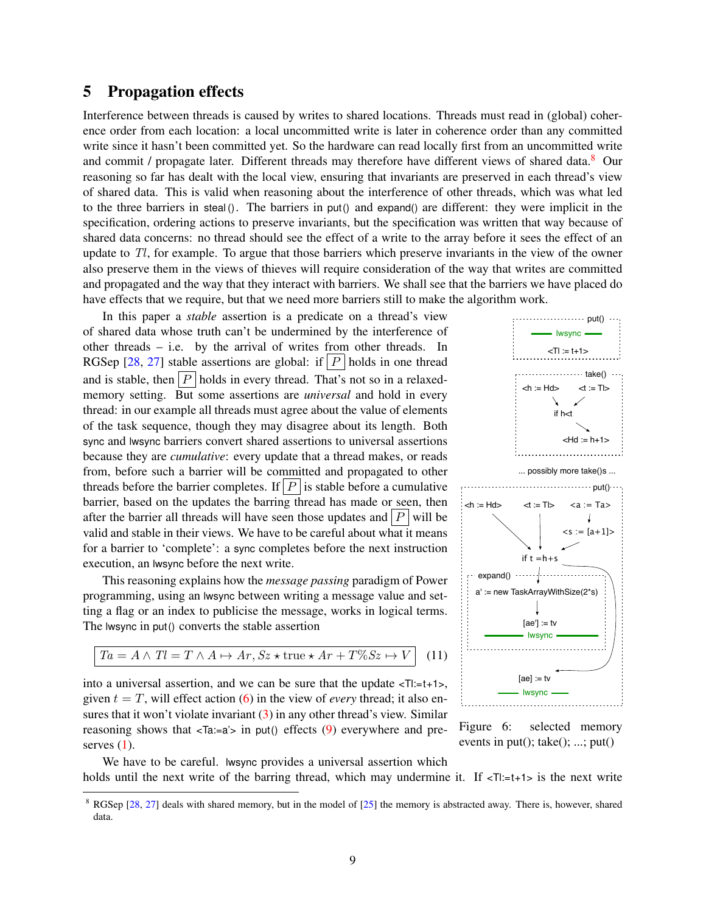## 5 Propagation effects

Interference between threads is caused by writes to shared locations. Threads must read in (global) coherence order from each location: a local uncommitted write is later in coherence order than any committed write since it hasn't been committed yet. So the hardware can read locally first from an uncommitted write and commit / propagate later. Different threads may therefore have different views of shared data.[8] Our reasoning so far has dealt with the local view, ensuring that invariants are preserved in each thread's view of shared data. This is valid when reasoning about the interference of other threads, which was what led to the three barriers in steal(). The barriers in put() and expand() are different: they were implicit in the specification, ordering actions to preserve invariants, but the specification was written that way because of shared data concerns: no thread should see the effect of a write to the array before it sees the effect of an update to $Tl$, for example. To argue that those barriers which preserve invariants in the view of the owner also preserve them in the views of thieves will require consideration of the way that writes are committed and propagated and the way that they interact with barriers. We shall see that the barriers we have placed do have effects that we require, but that we need more barriers still to make the algorithm work.

In this paper a *stable* assertion is a predicate on a thread's view of shared data whose truth can't be undermined by the interference of other threads – i.e. by the arrival of writes from other threads. In RGSep [28, 27] stable assertions are global: if $\boxed{P}$ holds in one thread and is stable, then $\boxed{P}$ holds in every thread. That's not so in a relaxed-memory setting. But some assertions are *universal* and hold in every thread: in our example all threads must agree about the value of elements of the task sequence, though they may disagree about its length. Both sync and lwsync barriers convert shared assertions to universal assertions because they are *cumulative*: every update that a thread makes, or reads from, before such a barrier will be committed and propagated to other threads before the barrier completes. If $\boxed{P}$ is stable before a cumulative barrier, based on the updates the barring thread has made or seen, then after the barrier all threads will have seen those updates and $\boxed{P}$ will be valid and stable in their views. We have to be careful about what it means for a barrier to 'complete': a sync completes before the next instruction execution, an lwsync before the next write.

This reasoning explains how the *message passing* paradigm of Power programming, using an lwsync between writing a message value and setting a flag or an index to publicise the message, works in logical terms. The lwsync in put() converts the stable assertion

$$\boxed{Ta = A \land Tl = T \land A \mapsto Ar, Sz \star \text{true} \star Ar + T\%Sz \mapsto V} \quad (11)$$

into a universal assertion, and we can be sure that the update <Tl:=t+1>, given $t = T$, will effect action (6) in the view of *every* thread; it also ensures that it won't violate invariant (3) in any other thread's view. Similar reasoning shows that <Ta:=a'> in put() effects (9) everywhere and preserves (1).

Figure 6: selected memory events in put(); take(); ...; put()

We have to be careful. lwsync provides a universal assertion which holds until the next write of the barring thread, which may undermine it. If <Tl:=t+1> is the next write

[8] RGSep [28, 27] deals with shared memory, but in the model of [25] the memory is abstracted away. There is, however, shared data.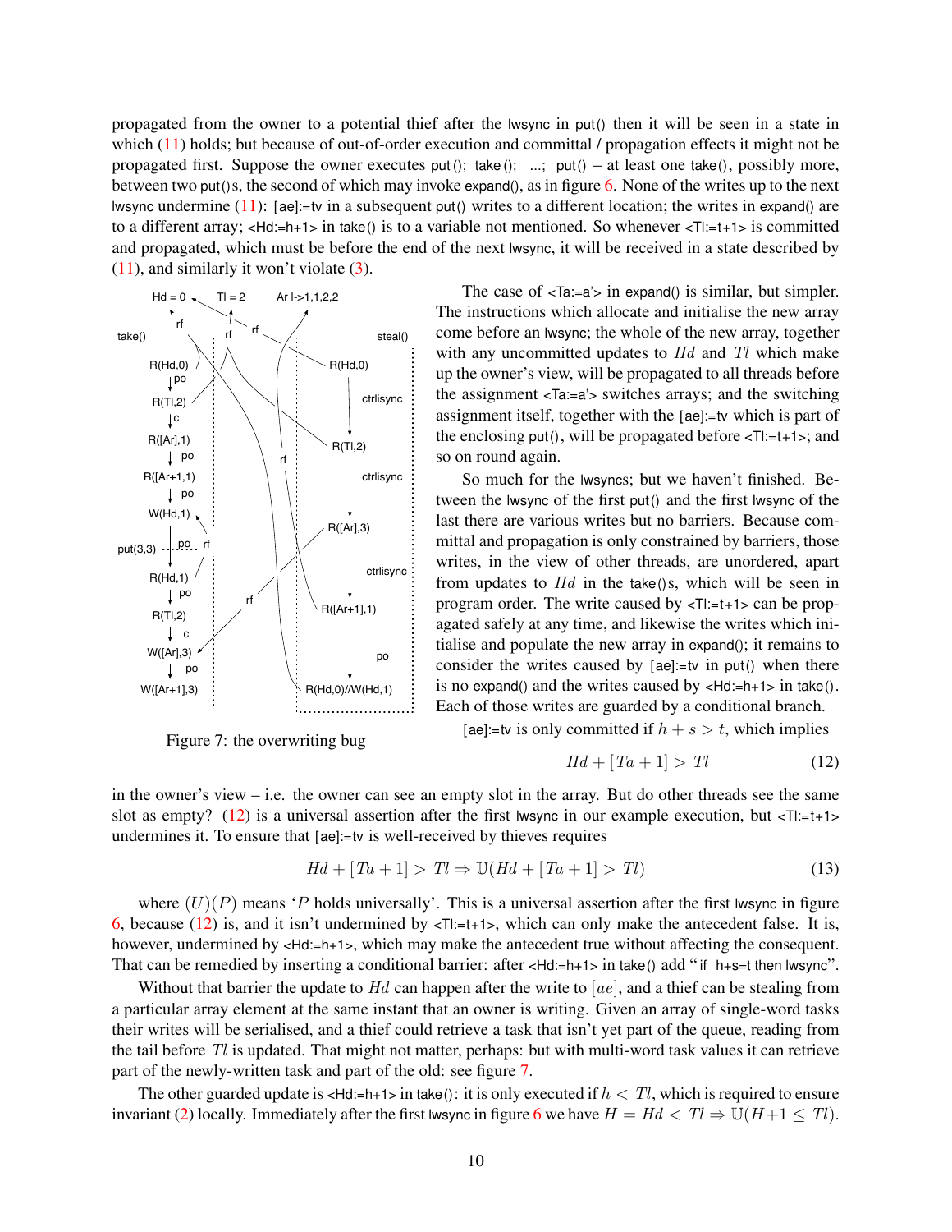propagated from the owner to a potential thief after the lwsync in put() then it will be seen in a state in which (11) holds; but because of out-of-order execution and committal / propagation effects it might not be propagated first. Suppose the owner executes put(); take(); ...; put() – at least one take(), possibly more, between two put()s, the second of which may invoke expand(), as in figure 6. None of the writes up to the next lwsync undermine (11): [ae]:=tv in a subsequent put() writes to a different location; the writes in expand() are to a different array; <Hd:=h+1> in take() is to a variable not mentioned. So whenever <Tl:=t+1> is committed and propagated, which must be before the end of the next lwsync, it will be received in a state described by (11), and similarly it won't violate (3).

Figure 7: the overwriting bug

The case of <Ta:=a'> in expand() is similar, but simpler. The instructions which allocate and initialise the new array come before an lwsync; the whole of the new array, together with any uncommitted updates to $Hd$ and $Tl$ which make up the owner's view, will be propagated to all threads before the assignment <Ta:=a'> switches arrays; and the switching assignment itself, together with the [ae]:=tv which is part of the enclosing put(), will be propagated before <Tl:=t+1>; and so on round again.

So much for the lwsyncs; but we haven't finished. Between the lwsync of the first put() and the first lwsync of the last there are various writes but no barriers. Because committal and propagation is only constrained by barriers, those writes, in the view of other threads, are unordered, apart from updates to $Hd$ in the take()s, which will be seen in program order. The write caused by <Tl:=t+1> can be propagated safely at any time, and likewise the writes which initialise and populate the new array in expand(); it remains to consider the writes caused by [ae]:=tv in put() when there is no expand() and the writes caused by <Hd:=h+1> in take(). Each of those writes are guarded by a conditional branch.

[ae]:=tv is only committed if $h + s > t$, which implies

$$Hd + [Ta + 1] > Tl \tag{12}$$

in the owner's view – i.e. the owner can see an empty slot in the array. But do other threads see the same slot as empty? (12) is a universal assertion after the first lwsync in our example execution, but <Tl:=t+1> undermines it. To ensure that [ae]:=tv is well-received by thieves requires

$$Hd + [Ta + 1] > Tl \Rightarrow \mathbb{U}(Hd + [Ta + 1] > Tl) \tag{13}$$

where $(U)(P)$ means '$P$ holds universally'. This is a universal assertion after the first lwsync in figure 6, because (12) is, and it isn't undermined by <Tl:=t+1>, which can only make the antecedent false. It is, however, undermined by <Hd:=h+1>, which may make the antecedent true without affecting the consequent. That can be remedied by inserting a conditional barrier: after <Hd:=h+1> in take() add "if h+s=t then lwsync".

Without that barrier the update to $Hd$ can happen after the write to $[ae]$, and a thief can be stealing from a particular array element at the same instant that an owner is writing. Given an array of single-word tasks their writes will be serialised, and a thief could retrieve a task that isn't yet part of the queue, reading from the tail before $Tl$ is updated. That might not matter, perhaps: but with multi-word task values it can retrieve part of the newly-written task and part of the old: see figure 7.

The other guarded update is <Hd:=h+1> in take(): it is only executed if $h < Tl$, which is required to ensure invariant (2) locally. Immediately after the first lwsync in figure 6 we have $H = Hd < Tl \Rightarrow \mathbb{U}(H{+}1 \leq Tl)$.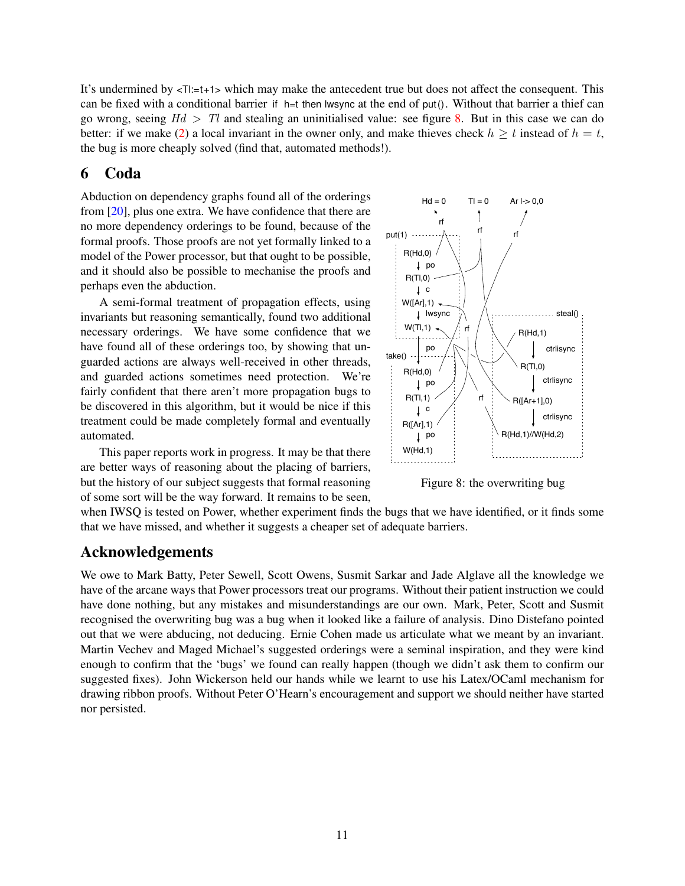It's undermined by `<Tl:=t+1>` which may make the antecedent true but does not affect the consequent. This can be fixed with a conditional barrier `if h=t then lwsync` at the end of `put()`. Without that barrier a thief can go wrong, seeing $Hd > Tl$ and stealing an uninitialised value: see figure 8. But in this case we can do better: if we make (2) a local invariant in the owner only, and make thieves check $h \geq t$ instead of $h = t$, the bug is more cheaply solved (find that, automated methods!).

## 6 Coda

Abduction on dependency graphs found all of the orderings from [20], plus one extra. We have confidence that there are no more dependency orderings to be found, because of the formal proofs. Those proofs are not yet formally linked to a model of the Power processor, but that ought to be possible, and it should also be possible to mechanise the proofs and perhaps even the abduction.

A semi-formal treatment of propagation effects, using invariants but reasoning semantically, found two additional necessary orderings. We have some confidence that we have found all of these orderings too, by showing that unguarded actions are always well-received in other threads, and guarded actions sometimes need protection. We're fairly confident that there aren't more propagation bugs to be discovered in this algorithm, but it would be nice if this treatment could be made completely formal and eventually automated.

This paper reports work in progress. It may be that there are better ways of reasoning about the placing of barriers, but the history of our subject suggests that formal reasoning of some sort will be the way forward. It remains to be seen, when IWSQ is tested on Power, whether experiment finds the bugs that we have identified, or it finds some that we have missed, and whether it suggests a cheaper set of adequate barriers.

Hd = 0 &nbsp;&nbsp; Tl = 0 &nbsp;&nbsp; Ar I-> 0,0

put(1): R(Hd,0) → po → R(Tl,0) → c → W([Ar],1) → lwsync → W(Tl,1)

take(): R(Hd,0) → po → R(Tl,1) → c → R([Ar],1) → po → W(Hd,1)

steal(): R(Hd,1) → ctrlisync → R(Tl,0) → ctrlisync → R([Ar+1],0) → ctrlisync → R(Hd,1)//W(Hd,2)

Figure 8: the overwriting bug

## Acknowledgements

We owe to Mark Batty, Peter Sewell, Scott Owens, Susmit Sarkar and Jade Alglave all the knowledge we have of the arcane ways that Power processors treat our programs. Without their patient instruction we could have done nothing, but any mistakes and misunderstandings are our own. Mark, Peter, Scott and Susmit recognised the overwriting bug was a bug when it looked like a failure of analysis. Dino Distefano pointed out that we were abducing, not deducing. Ernie Cohen made us articulate what we meant by an invariant. Martin Vechev and Maged Michael's suggested orderings were a seminal inspiration, and they were kind enough to confirm that the 'bugs' we found can really happen (though we didn't ask them to confirm our suggested fixes). John Wickerson held our hands while we learnt to use his Latex/OCaml mechanism for drawing ribbon proofs. Without Peter O'Hearn's encouragement and support we should neither have started nor persisted.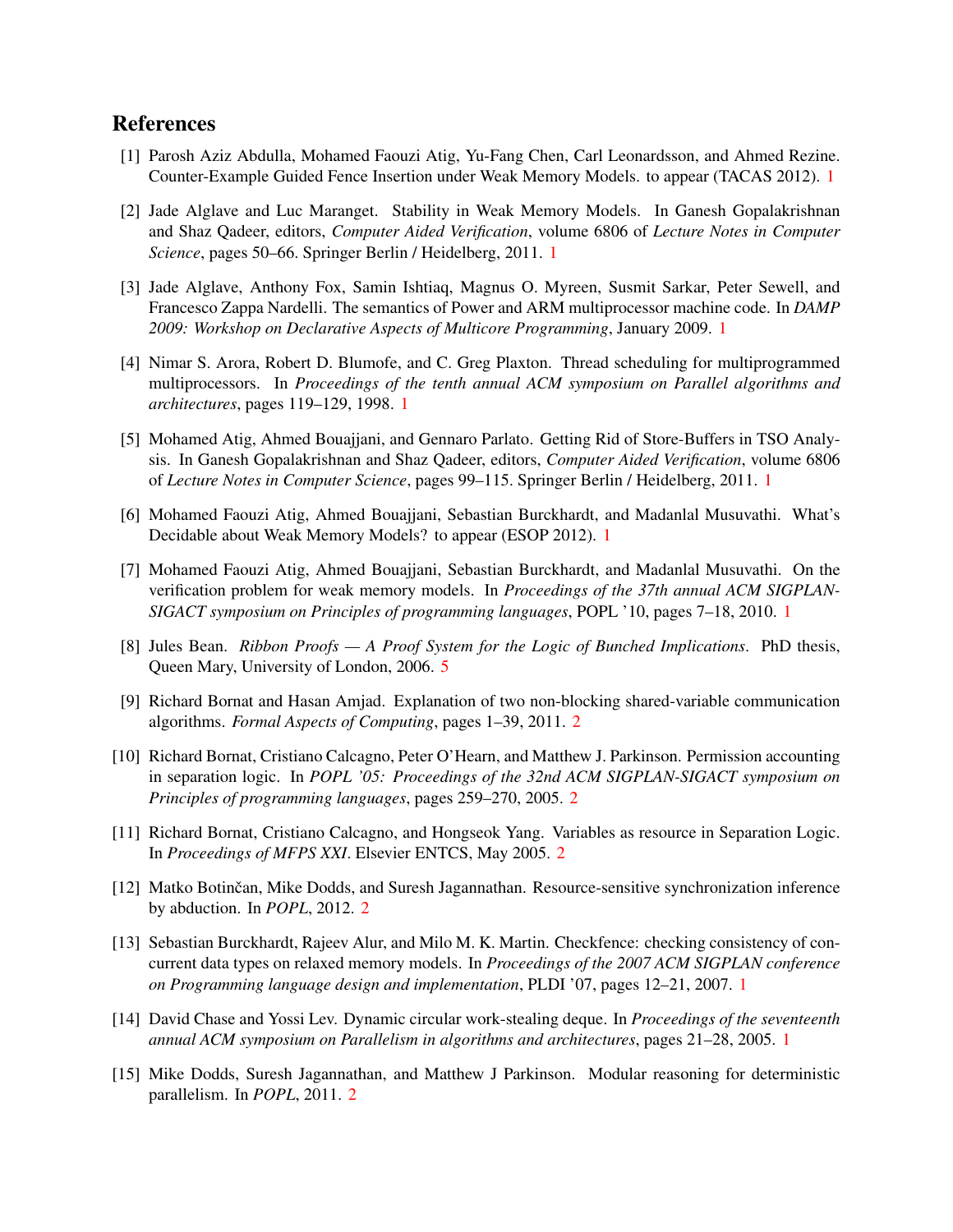## References

[1] Parosh Aziz Abdulla, Mohamed Faouzi Atig, Yu-Fang Chen, Carl Leonardsson, and Ahmed Rezine. Counter-Example Guided Fence Insertion under Weak Memory Models. to appear (TACAS 2012). 1

[2] Jade Alglave and Luc Maranget. Stability in Weak Memory Models. In Ganesh Gopalakrishnan and Shaz Qadeer, editors, *Computer Aided Verification*, volume 6806 of *Lecture Notes in Computer Science*, pages 50–66. Springer Berlin / Heidelberg, 2011. 1

[3] Jade Alglave, Anthony Fox, Samin Ishtiaq, Magnus O. Myreen, Susmit Sarkar, Peter Sewell, and Francesco Zappa Nardelli. The semantics of Power and ARM multiprocessor machine code. In *DAMP 2009: Workshop on Declarative Aspects of Multicore Programming*, January 2009. 1

[4] Nimar S. Arora, Robert D. Blumofe, and C. Greg Plaxton. Thread scheduling for multiprogrammed multiprocessors. In *Proceedings of the tenth annual ACM symposium on Parallel algorithms and architectures*, pages 119–129, 1998. 1

[5] Mohamed Atig, Ahmed Bouajjani, and Gennaro Parlato. Getting Rid of Store-Buffers in TSO Analysis. In Ganesh Gopalakrishnan and Shaz Qadeer, editors, *Computer Aided Verification*, volume 6806 of *Lecture Notes in Computer Science*, pages 99–115. Springer Berlin / Heidelberg, 2011. 1

[6] Mohamed Faouzi Atig, Ahmed Bouajjani, Sebastian Burckhardt, and Madanlal Musuvathi. What's Decidable about Weak Memory Models? to appear (ESOP 2012). 1

[7] Mohamed Faouzi Atig, Ahmed Bouajjani, Sebastian Burckhardt, and Madanlal Musuvathi. On the verification problem for weak memory models. In *Proceedings of the 37th annual ACM SIGPLAN-SIGACT symposium on Principles of programming languages*, POPL '10, pages 7–18, 2010. 1

[8] Jules Bean. *Ribbon Proofs — A Proof System for the Logic of Bunched Implications*. PhD thesis, Queen Mary, University of London, 2006. 5

[9] Richard Bornat and Hasan Amjad. Explanation of two non-blocking shared-variable communication algorithms. *Formal Aspects of Computing*, pages 1–39, 2011. 2

[10] Richard Bornat, Cristiano Calcagno, Peter O'Hearn, and Matthew J. Parkinson. Permission accounting in separation logic. In *POPL '05: Proceedings of the 32nd ACM SIGPLAN-SIGACT symposium on Principles of programming languages*, pages 259–270, 2005. 2

[11] Richard Bornat, Cristiano Calcagno, and Hongseok Yang. Variables as resource in Separation Logic. In *Proceedings of MFPS XXI*. Elsevier ENTCS, May 2005. 2

[12] Matko Botinčan, Mike Dodds, and Suresh Jagannathan. Resource-sensitive synchronization inference by abduction. In *POPL*, 2012. 2

[13] Sebastian Burckhardt, Rajeev Alur, and Milo M. K. Martin. Checkfence: checking consistency of concurrent data types on relaxed memory models. In *Proceedings of the 2007 ACM SIGPLAN conference on Programming language design and implementation*, PLDI '07, pages 12–21, 2007. 1

[14] David Chase and Yossi Lev. Dynamic circular work-stealing deque. In *Proceedings of the seventeenth annual ACM symposium on Parallelism in algorithms and architectures*, pages 21–28, 2005. 1

[15] Mike Dodds, Suresh Jagannathan, and Matthew J Parkinson. Modular reasoning for deterministic parallelism. In *POPL*, 2011. 2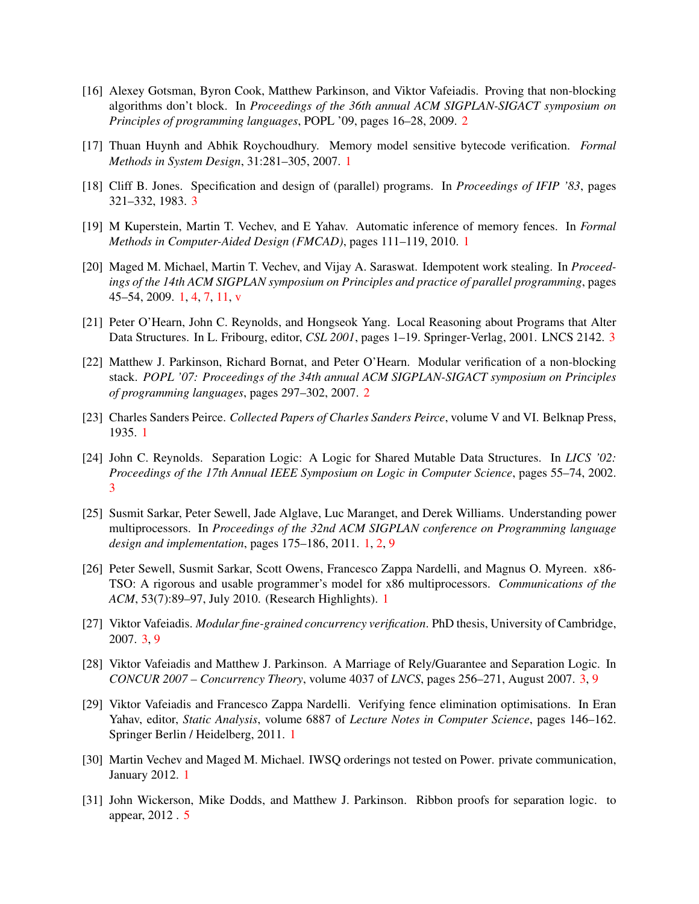[16] Alexey Gotsman, Byron Cook, Matthew Parkinson, and Viktor Vafeiadis. Proving that non-blocking algorithms don't block. In *Proceedings of the 36th annual ACM SIGPLAN-SIGACT symposium on Principles of programming languages*, POPL '09, pages 16–28, 2009. 2

[17] Thuan Huynh and Abhik Roychoudhury. Memory model sensitive bytecode verification. *Formal Methods in System Design*, 31:281–305, 2007. 1

[18] Cliff B. Jones. Specification and design of (parallel) programs. In *Proceedings of IFIP '83*, pages 321–332, 1983. 3

[19] M Kuperstein, Martin T. Vechev, and E Yahav. Automatic inference of memory fences. In *Formal Methods in Computer-Aided Design (FMCAD)*, pages 111–119, 2010. 1

[20] Maged M. Michael, Martin T. Vechev, and Vijay A. Saraswat. Idempotent work stealing. In *Proceedings of the 14th ACM SIGPLAN symposium on Principles and practice of parallel programming*, pages 45–54, 2009. 1, 4, 7, 11, v

[21] Peter O'Hearn, John C. Reynolds, and Hongseok Yang. Local Reasoning about Programs that Alter Data Structures. In L. Fribourg, editor, *CSL 2001*, pages 1–19. Springer-Verlag, 2001. LNCS 2142. 3

[22] Matthew J. Parkinson, Richard Bornat, and Peter O'Hearn. Modular verification of a non-blocking stack. *POPL '07: Proceedings of the 34th annual ACM SIGPLAN-SIGACT symposium on Principles of programming languages*, pages 297–302, 2007. 2

[23] Charles Sanders Peirce. *Collected Papers of Charles Sanders Peirce*, volume V and VI. Belknap Press, 1935. 1

[24] John C. Reynolds. Separation Logic: A Logic for Shared Mutable Data Structures. In *LICS '02: Proceedings of the 17th Annual IEEE Symposium on Logic in Computer Science*, pages 55–74, 2002. 3

[25] Susmit Sarkar, Peter Sewell, Jade Alglave, Luc Maranget, and Derek Williams. Understanding power multiprocessors. In *Proceedings of the 32nd ACM SIGPLAN conference on Programming language design and implementation*, pages 175–186, 2011. 1, 2, 9

[26] Peter Sewell, Susmit Sarkar, Scott Owens, Francesco Zappa Nardelli, and Magnus O. Myreen. x86-TSO: A rigorous and usable programmer's model for x86 multiprocessors. *Communications of the ACM*, 53(7):89–97, July 2010. (Research Highlights). 1

[27] Viktor Vafeiadis. *Modular fine-grained concurrency verification*. PhD thesis, University of Cambridge, 2007. 3, 9

[28] Viktor Vafeiadis and Matthew J. Parkinson. A Marriage of Rely/Guarantee and Separation Logic. In *CONCUR 2007 – Concurrency Theory*, volume 4037 of *LNCS*, pages 256–271, August 2007. 3, 9

[29] Viktor Vafeiadis and Francesco Zappa Nardelli. Verifying fence elimination optimisations. In Eran Yahav, editor, *Static Analysis*, volume 6887 of *Lecture Notes in Computer Science*, pages 146–162. Springer Berlin / Heidelberg, 2011. 1

[30] Martin Vechev and Maged M. Michael. IWSQ orderings not tested on Power. private communication, January 2012. 1

[31] John Wickerson, Mike Dodds, and Matthew J. Parkinson. Ribbon proofs for separation logic. to appear, 2012 . 5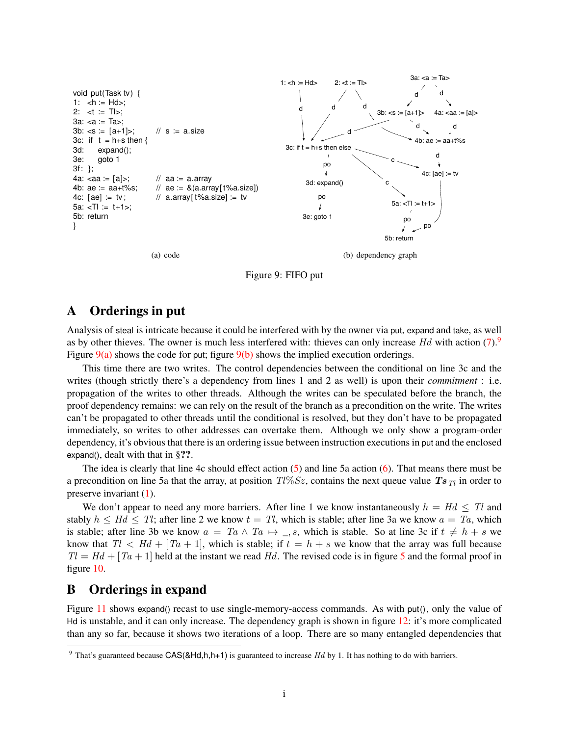```
void put(Task tv) {
1:  <h := Hd>;
2:  <t := Tl>;
3a: <a := Ta>;
3b: <s := [a+1]>;       // s := a.size
3c: if  t = h+s then {
3d:     expand();
3e:     goto 1
3f: };
4a: <aa := [a]>;        // aa := a.array
4b: ae := aa+t%s;       // ae := &(a.array[t%a.size])
4c: [ae] := tv;         // a.array[t%a.size] := tv
5a: <Tl := t+1>;
5b: return
}
```

(a) code

(b) dependency graph

Figure 9: FIFO put

# A Orderings in put

Analysis of steal is intricate because it could be interfered with by the owner via put, expand and take, as well as by other thieves. The owner is much less interfered with: thieves can only increase $Hd$ with action (7).[9] Figure 9(a) shows the code for put; figure 9(b) shows the implied execution orderings.

This time there are two writes. The control dependencies between the conditional on line 3c and the writes (though strictly there's a dependency from lines 1 and 2 as well) is upon their *commitment* : i.e. propagation of the writes to other threads. Although the writes can be speculated before the branch, the proof dependency remains: we can rely on the result of the branch as a precondition on the write. The writes can't be propagated to other threads until the conditional is resolved, but they don't have to be propagated immediately, so writes to other addresses can overtake them. Although we only show a program-order dependency, it's obvious that there is an ordering issue between instruction executions in put and the enclosed expand(), dealt with that in §??.

The idea is clearly that line 4c should effect action (5) and line 5a action (6). That means there must be a precondition on line 5a that the array, at position $Tl\%Sz$, contains the next queue value $\boldsymbol{Ts}_{Tl}$ in order to preserve invariant (1).

We don't appear to need any more barriers. After line 1 we know instantaneously $h = Hd \leq Tl$ and stably $h \leq Hd \leq Tl$; after line 2 we know $t = Tl$, which is stable; after line 3a we know $a = Ta$, which is stable; after line 3b we know $a = Ta \wedge Ta \mapsto \_, s$, which is stable. So at line 3c if $t \neq h + s$ we know that $Tl < Hd + [Ta + 1]$, which is stable; if $t = h + s$ we know that the array was full because $Tl = Hd + [Ta + 1]$ held at the instant we read $Hd$. The revised code is in figure 5 and the formal proof in figure 10.

# B Orderings in expand

Figure 11 shows expand() recast to use single-memory-access commands. As with put(), only the value of Hd is unstable, and it can only increase. The dependency graph is shown in figure 12: it's more complicated than any so far, because it shows two iterations of a loop. There are so many entangled dependencies that

[9] That's guaranteed because CAS(&Hd,h,h+1) is guaranteed to increase $Hd$ by 1. It has nothing to do with barriers.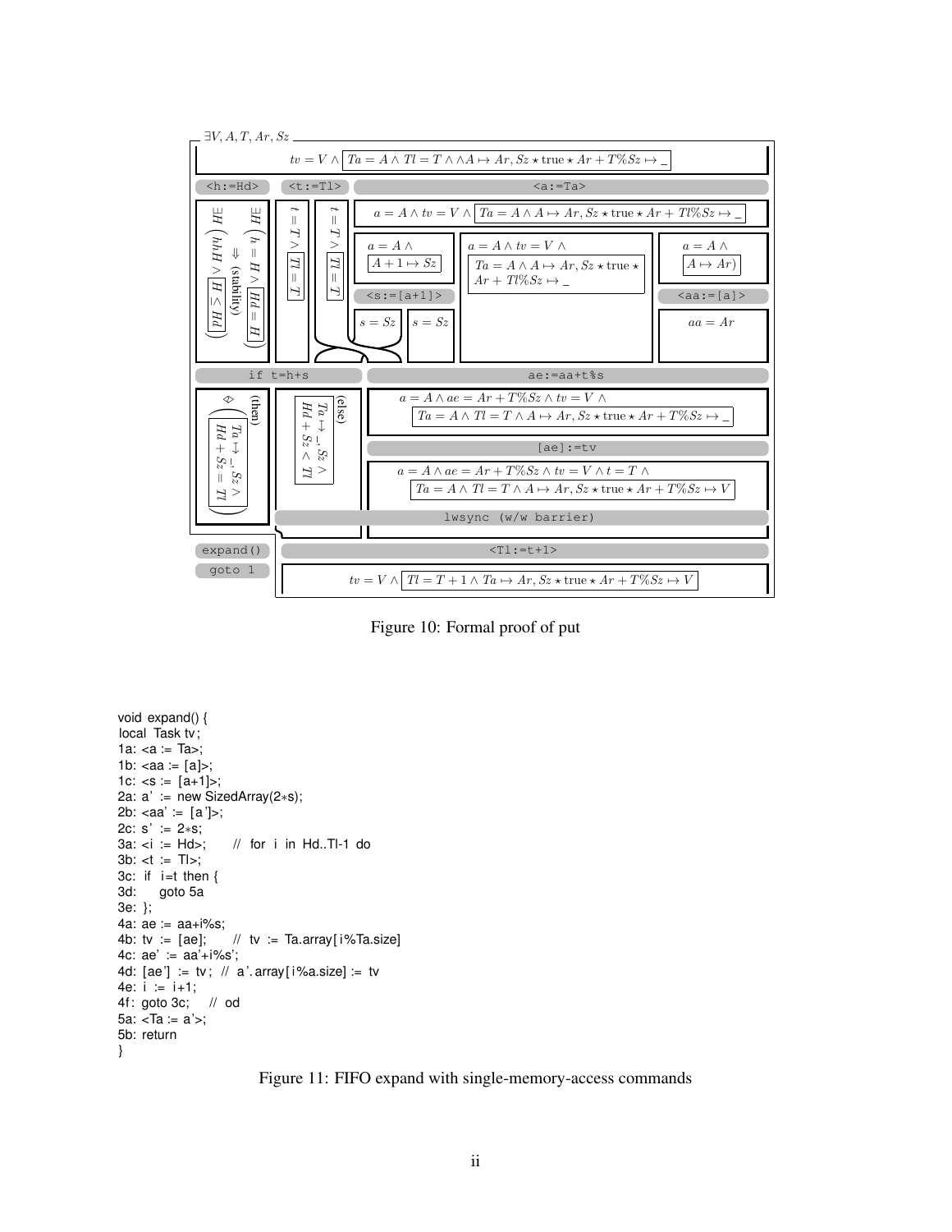$\exists V, A, T, Ar, Sz$

$tv = V \wedge \boxed{Ta = A \wedge Tl = T \wedge \wedge A \mapsto Ar, Sz \star \text{true} \star Ar + T\%Sz \mapsto \_}$

| `<h:=Hd>` | `<t:=Tl>` | `<a:=Ta>` |
|---|---|---|
| $\left(\boxed{Hd = H} \vee H = h\right) \boxminus H$ $\Downarrow$ (stability) $\left(\boxed{Hd \geq H} \vee H = h\right) \boxminus H$ | $\boxed{Tl = T} \vee T = t$ ; $\boxed{Tl = T} \vee T = t$ | $a = A \wedge tv = V \wedge \boxed{Ta = A \wedge A \mapsto Ar, Sz \star \text{true} \star Ar + Tl\%Sz \mapsto \_}$ |
| | | $a = A \wedge \boxed{A + 1 \mapsto Sz}$ ; `<s:=[a+1]>` ; $s = Sz$ ; $s = Sz$ |
| | | $a = A \wedge tv = V \wedge \boxed{Ta = A \wedge A \mapsto Ar, Sz \star \text{true} \star Ar + Tl\%Sz \mapsto \_}$ |
| | | $a = A \wedge \boxed{A \mapsto Ar)}$ ; `<aa:=[a]>` ; $aa = Ar$ |

`if t=h+s`

(then) $\left(\boxed{Ta \mapsto \_, Sz \wedge Hd + Sz = Tl}\right) \boxminus$

(else) $\boxed{Ta \mapsto \_, Sz \wedge Hd + Sz < Tl}$

`ae:=aa+t%s`

$a = A \wedge ae = Ar + T\%Sz \wedge tv = V \wedge \boxed{Ta = A \wedge Tl = T \wedge A \mapsto Ar, Sz \star \text{true} \star Ar + T\%Sz \mapsto \_}$

`[ae]:=tv`

$a = A \wedge ae = Ar + T\%Sz \wedge tv = V \wedge t = T \wedge \boxed{Ta = A \wedge Tl = T \wedge A \mapsto Ar, Sz \star \text{true} \star Ar + T\%Sz \mapsto V}$

`lwsync (w/w barrier)`

`expand()`

`goto 1`

`<Tl:=t+1>`

$tv = V \wedge \boxed{Tl = T + 1 \wedge Ta \mapsto Ar, Sz \star \text{true} \star Ar + T\%Sz \mapsto V}$

Figure 10: Formal proof of put

```
void expand() {
local Task tv;
1a: <a := Ta>;
1b: <aa := [a]>;
1c: <s := [a+1]>;
2a: a' := new SizedArray(2*s);
2b: <aa' := [a']>;
2c: s' := 2*s;
3a: <i := Hd>;     // for i in Hd..Tl-1 do
3b: <t := Tl>;
3c: if i=t then {
3d:     goto 5a
3e: };
4a: ae := aa+i%s;
4b: tv := [ae];    // tv := Ta.array[i%Ta.size]
4c: ae' := aa'+i%s';
4d: [ae'] := tv; // a'.array[i%a.size] := tv
4e: i := i+1;
4f: goto 3c;    // od
5a: <Ta := a'>;
5b: return
}
```

Figure 11: FIFO expand with single-memory-access commands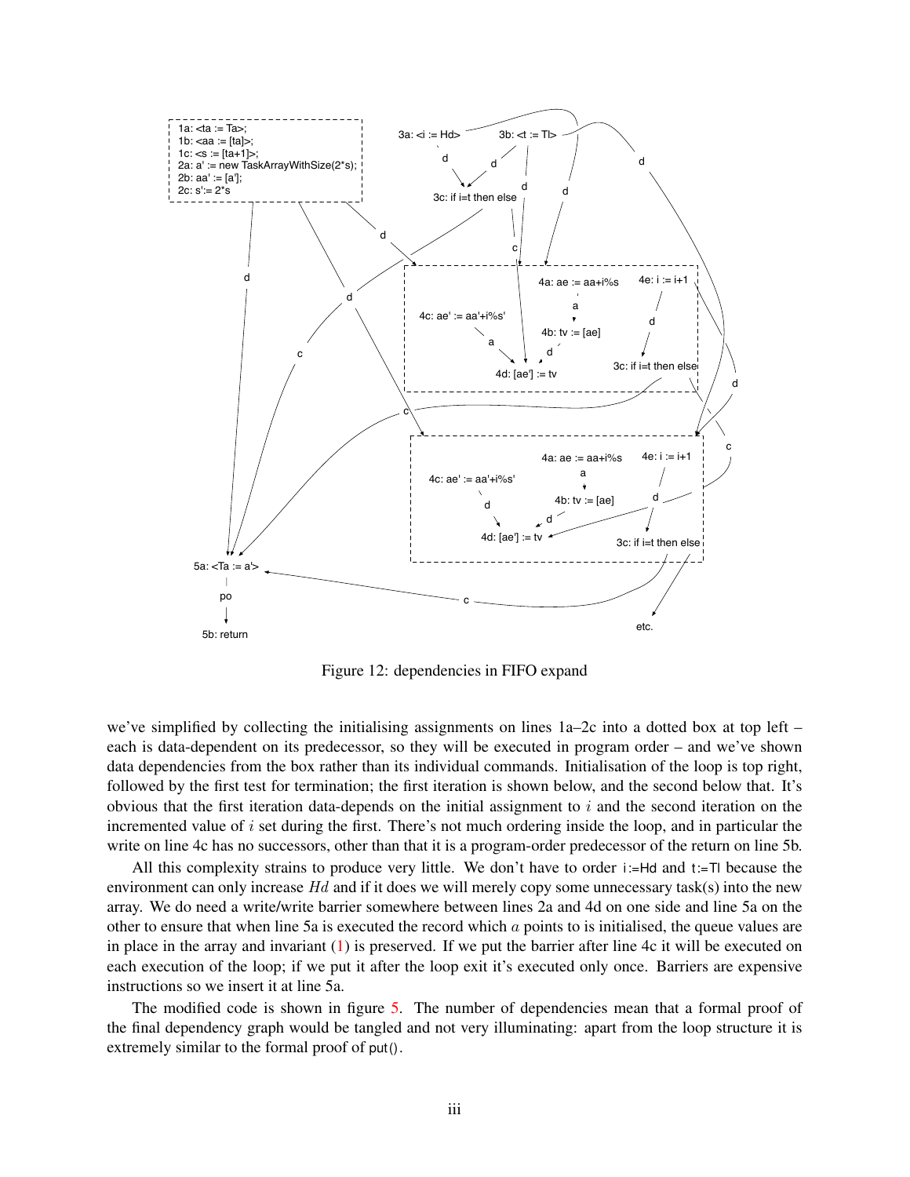Figure 12: dependencies in FIFO expand

we've simplified by collecting the initialising assignments on lines 1a–2c into a dotted box at top left – each is data-dependent on its predecessor, so they will be executed in program order – and we've shown data dependencies from the box rather than its individual commands. Initialisation of the loop is top right, followed by the first test for termination; the first iteration is shown below, and the second below that. It's obvious that the first iteration data-depends on the initial assignment to $i$ and the second iteration on the incremented value of $i$ set during the first. There's not much ordering inside the loop, and in particular the write on line 4c has no successors, other than that it is a program-order predecessor of the return on line 5b.

All this complexity strains to produce very little. We don't have to order `i:=Hd` and `t:=Tl` because the environment can only increase $Hd$ and if it does we will merely copy some unnecessary task(s) into the new array. We do need a write/write barrier somewhere between lines 2a and 4d on one side and line 5a on the other to ensure that when line 5a is executed the record which $a$ points to is initialised, the queue values are in place in the array and invariant (1) is preserved. If we put the barrier after line 4c it will be executed on each execution of the loop; if we put it after the loop exit it's executed only once. Barriers are expensive instructions so we insert it at line 5a.

The modified code is shown in figure 5. The number of dependencies mean that a formal proof of the final dependency graph would be tangled and not very illuminating: apart from the loop structure it is extremely similar to the formal proof of `put()`.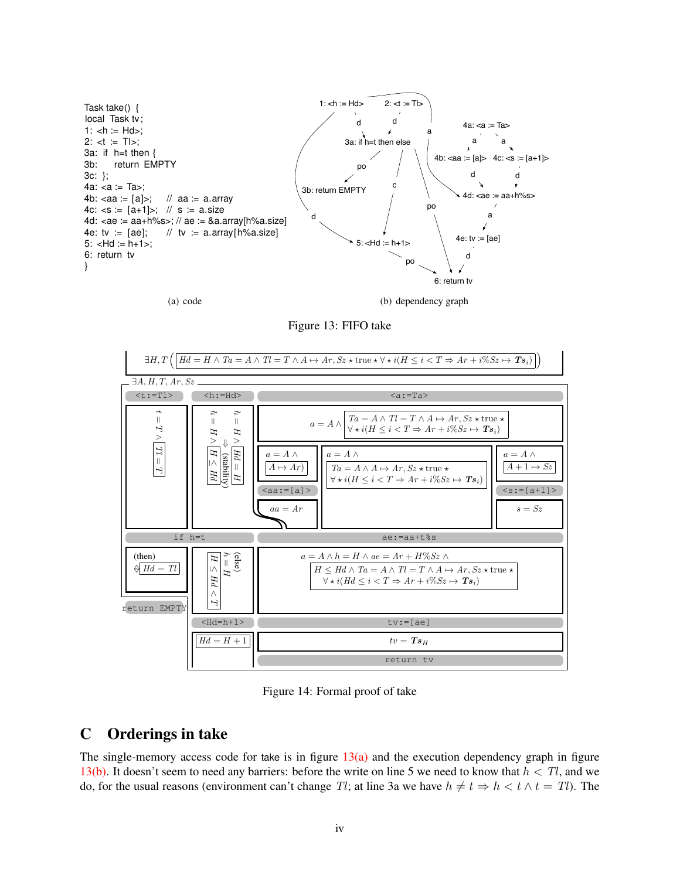```
Task take() {
local Task tv;
1: <h := Hd>;
2: <t := Tl>;
3a: if h=t then {
3b:     return EMPTY
3c: };
4a: <a := Ta>;
4b: <aa := [a]>;    // aa := a.array
4c: <s := [a+1]>;   // s := a.size
4d: <ae := aa+h%s>; // ae := &a.array[h%a.size]
4e: tv := [ae];     // tv := a.array[h%a.size]
5: <Hd := h+1>;
6: return tv
}
```

(a) code

(b) dependency graph

Figure 13: FIFO take

Figure 14: Formal proof of take

## C Orderings in take

The single-memory access code for take is in figure 13(a) and the execution dependency graph in figure 13(b). It doesn't seem to need any barriers: before the write on line 5 we need to know that $h < Tl$, and we do, for the usual reasons (environment can't change $Tl$; at line 3a we have $h \neq t \Rightarrow h < t \wedge t = Tl$). The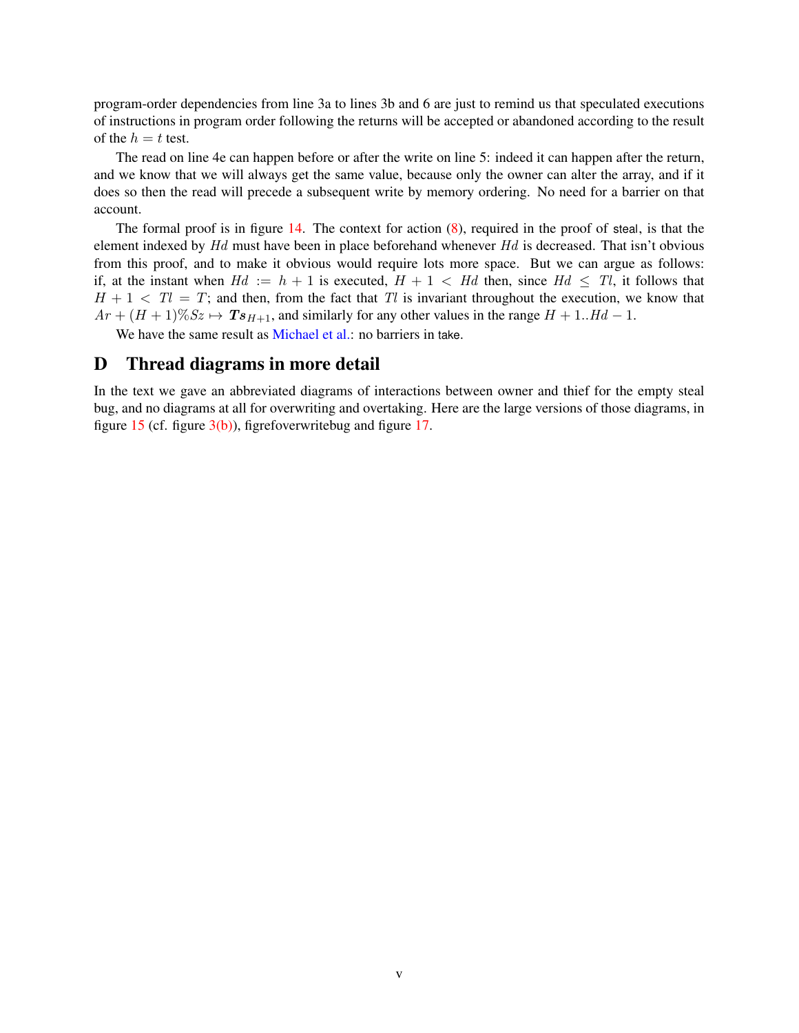program-order dependencies from line 3a to lines 3b and 6 are just to remind us that speculated executions of instructions in program order following the returns will be accepted or abandoned according to the result of the $h = t$ test.

The read on line 4e can happen before or after the write on line 5: indeed it can happen after the return, and we know that we will always get the same value, because only the owner can alter the array, and if it does so then the read will precede a subsequent write by memory ordering. No need for a barrier on that account.

The formal proof is in figure 14. The context for action (8), required in the proof of steal, is that the element indexed by $Hd$ must have been in place beforehand whenever $Hd$ is decreased. That isn't obvious from this proof, and to make it obvious would require lots more space. But we can argue as follows: if, at the instant when $Hd := h + 1$ is executed, $H + 1 < Hd$ then, since $Hd \leq Tl$, it follows that $H + 1 < Tl = T$; and then, from the fact that $Tl$ is invariant throughout the execution, we know that $Ar + (H+1)\%Sz \mapsto \boldsymbol{Ts}_{H+1}$, and similarly for any other values in the range $H + 1..Hd - 1$.

We have the same result as Michael et al.: no barriers in take.

# D Thread diagrams in more detail

In the text we gave an abbreviated diagrams of interactions between owner and thief for the empty steal bug, and no diagrams at all for overwriting and overtaking. Here are the large versions of those diagrams, in figure 15 (cf. figure 3(b)), figrefoverwritebug and figure 17.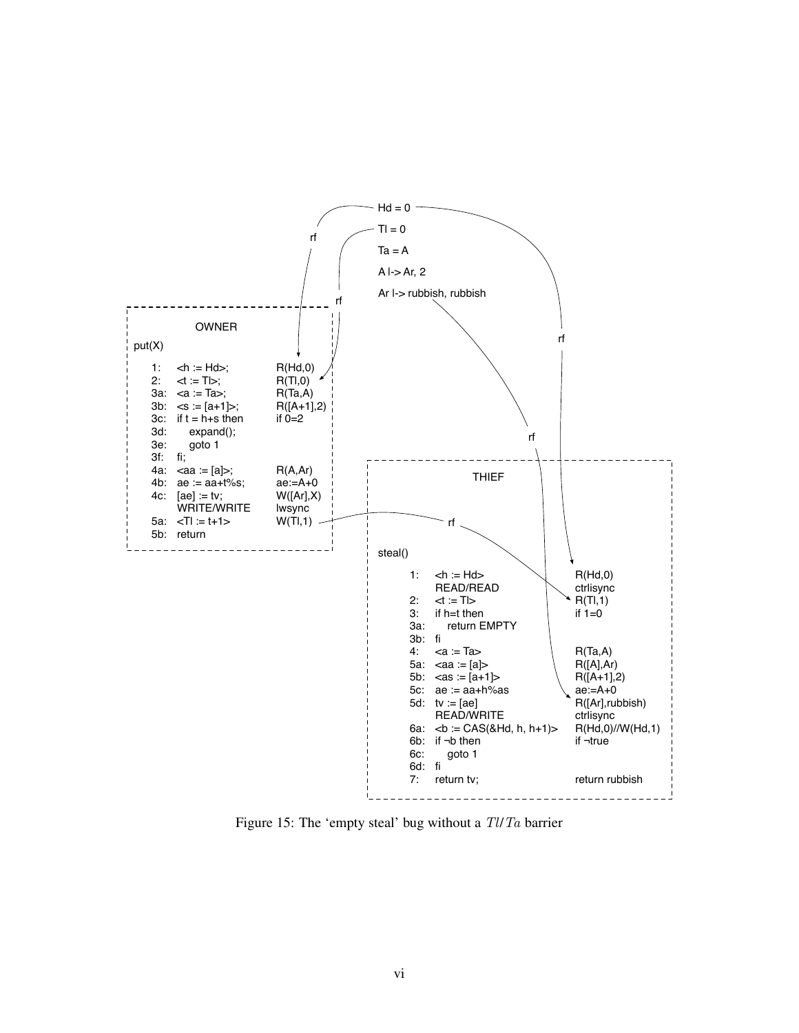```
Hd = 0
Tl = 0
Ta = A
A |-> Ar, 2
Ar |-> rubbish, rubbish
```

**OWNER**

```
put(X)

  1:   <h := Hd>;              R(Hd,0)
  2:   <t := Tl>;              R(Tl,0)
  3a:  <a := Ta>;              R(Ta,A)
  3b:  <s := [a+1]>;           R([A+1],2)
  3c:  if t = h+s then         if 0=2
  3d:      expand();
  3e:      goto 1
  3f:  fi;
  4a:  <aa := [a]>;            R(A,Ar)
  4b:  ae := aa+t%s;           ae:=A+0
  4c:  [ae] := tv;             W([Ar],X)
       WRITE/WRITE             lwsync
  5a:  <Tl := t+1>             W(Tl,1)
  5b:  return
```

**THIEF**

```
steal()

  1:   <h := Hd>                    R(Hd,0)
       READ/READ                    ctrlisync
  2:   <t := Tl>                    R(Tl,1)
  3:   if h=t then                  if 1=0
  3a:      return EMPTY
  3b:  fi
  4:   <a := Ta>                    R(Ta,A)
  5a:  <aa := [a]>                  R([A],Ar)
  5b:  <as := [a+1]>                R([A+1],2)
  5c:  ae := aa+h%as                ae:=A+0
  5d:  tv := [ae]                   R([Ar],rubbish)
       READ/WRITE                   ctrlisync
  6a:  <b := CAS(&Hd, h, h+1)>      R(Hd,0)//W(Hd,1)
  6b:  if ¬b then                   if ¬true
  6c:      goto 1
  6d:  fi
  7:   return tv;                   return rubbish
```

(rf edges: Hd = 0 → OWNER R(Hd,0); Tl = 0 → OWNER R(Tl,0); Hd = 0 → THIEF R(Hd,0); OWNER W(Tl,1) → THIEF R(Tl,1); Ar |-> rubbish, rubbish → THIEF R([Ar],rubbish))

Figure 15: The ‘empty steal’ bug without a $Tl/Ta$ barrier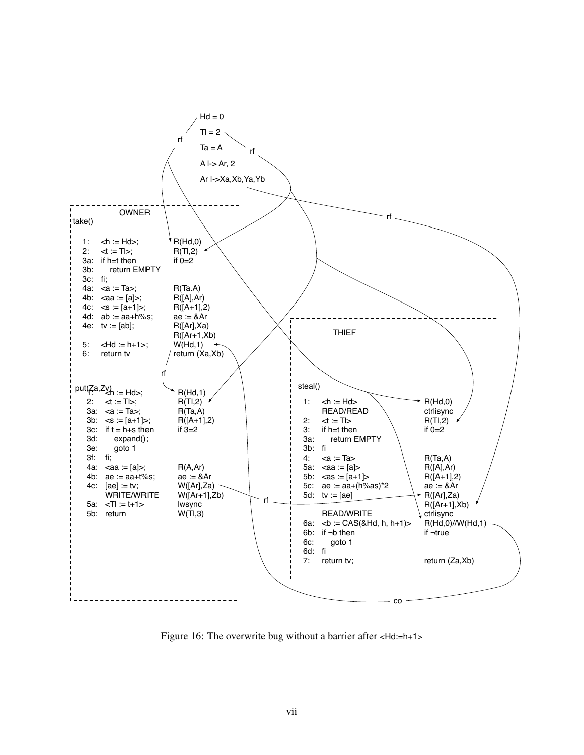```
Hd = 0
Tl = 2
Ta = A
A |-> Ar, 2
Ar |->Xa,Xb,Ya,Yb
```

OWNER

take()

```
1:   <h := Hd>;              R(Hd,0)
2:   <t := Tl>;              R(Tl,2)
3a:  if h=t then             if 0=2
3b:      return EMPTY
3c:  fi;
4a:  <a := Ta>;              R(Ta.A)
4b:  <aa := [a]>;            R([A],Ar)
4c:  <s := [a+1]>;           R([A+1],2)
4d:  ab := aa+h%s;           ae := &Ar
4e:  tv := [ab];             R([Ar],Xa)
                             R([Ar+1,Xb)
5:   <Hd := h+1>;            W(Hd,1)
6:   return tv               return (Xa,Xb)
```

put(Za,Zv)

```
1:   <h := Hd>;              R(Hd,1)
2:   <t := Tl>;              R(Tl,2)
3a:  <a := Ta>;              R(Ta,A)
3b:  <s := [a+1]>;           R([A+1],2)
3c:  if t = h+s then         if 3=2
3d:      expand();
3e:      goto 1
3f:  fi;
4a:  <aa := [a]>;            R(A,Ar)
4b:  ae := aa+t%s;           ae := &Ar
4c:  [ae] := tv;             W([Ar],Za)
     WRITE/WRITE             W([Ar+1],Zb)
5a:  <Tl := t+1>             lwsync
5b:  return                  W(Tl,3)
```

THIEF

steal()

```
1:   <h := Hd>                      R(Hd,0)
     READ/READ                      ctrlisync
2:   <t := Tl>                      R(Tl,2)
3:   if h=t then                    if 0=2
3a:      return EMPTY
3b:  fi
4:   <a := Ta>                      R(Ta,A)
5a:  <aa := [a]>                    R([A],Ar)
5b:  <as := [a+1]>                  R([A+1],2)
5c:  ae := aa+(h%as)*2              ae := &Ar
5d:  tv := [ae]                     R([Ar],Za)
                                    R([Ar+1],Xb)
     READ/WRITE                     ctrlisync
6a:  <b := CAS(&Hd, h, h+1)>        R(Hd,0)//W(Hd,1)
6b:  if ¬b then                     if ¬true
6c:      goto 1
6d:  fi
7:   return tv;                     return (Za,Xb)
```

(Edges in figure: rf, rf, rf, rf, rf, co)

Figure 16: The overwrite bug without a barrier after `<Hd:=h+1>`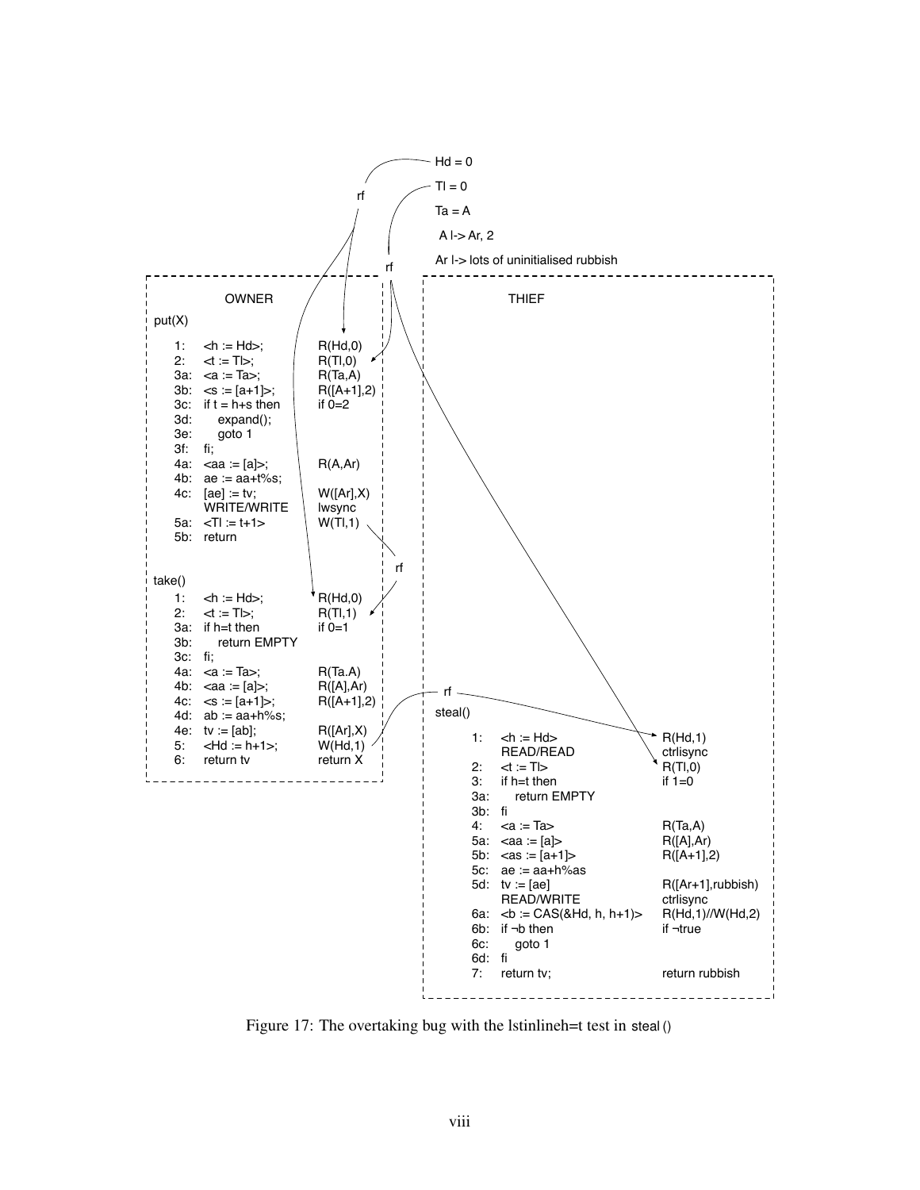Hd = 0

Tl = 0

Ta = A

A |-> Ar, 2

Ar |-> lots of uninitialised rubbish

OWNER

```
put(X)

   1:   <h := Hd>;              R(Hd,0)
   2:   <t := Tl>;              R(Tl,0)
   3a:  <a := Ta>;              R(Ta,A)
   3b:  <s := [a+1]>;           R([A+1],2)
   3c:  if t = h+s then         if 0=2
   3d:      expand();
   3e:      goto 1
   3f:  fi;
   4a:  <aa := [a]>;            R(A,Ar)
   4b:  ae := aa+t%s;
   4c:  [ae] := tv;             W([Ar],X)
        WRITE/WRITE             lwsync
   5a:  <Tl := t+1>             W(Tl,1)
   5b:  return

take()
   1:   <h := Hd>;              R(Hd,0)
   2:   <t := Tl>;              R(Tl,1)
   3a:  if h=t then             if 0=1
   3b:      return EMPTY
   3c:  fi;
   4a:  <a := Ta>;              R(Ta.A)
   4b:  <aa := [a]>;            R([A],Ar)
   4c:  <s := [a+1]>;           R([A+1],2)
   4d:  ab := aa+h%s;
   4e:  tv := [ab];             R([Ar],X)
   5:   <Hd := h+1>;            W(Hd,1)
   6:   return tv               return X
```

THIEF

```
steal()
   1:   <h := Hd>                   R(Hd,1)
        READ/READ                   ctrlisync
   2:   <t := Tl>                   R(Tl,0)
   3:   if h=t then                 if 1=0
   3a:      return EMPTY
   3b:  fi
   4:   <a := Ta>                   R(Ta,A)
   5a:  <aa := [a]>                 R([A],Ar)
   5b:  <as := [a+1]>               R([A+1],2)
   5c:  ae := aa+h%as
   5d:  tv := [ae]                  R([Ar+1],rubbish)
        READ/WRITE                  ctrlisync
   6a:  <b := CAS(&Hd, h, h+1)>     R(Hd,1)//W(Hd,2)
   6b:  if ¬b then                  if ¬true
   6c:      goto 1
   6d:  fi
   7:   return tv;                  return rubbish
```

rf

rf

rf

rf

Figure 17: The overtaking bug with the lstinlineh=t test in steal()